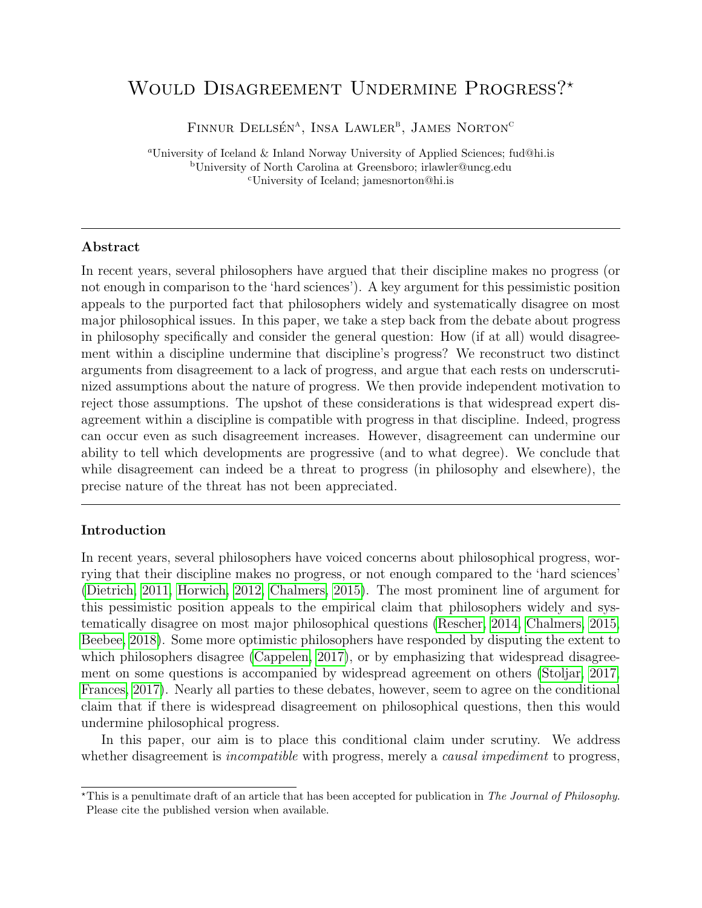# Would Disagreement Undermine Progress?*

Finnur Dellsén[a], Insa Lawler[b], James Norton[c]

[a]University of Iceland & Inland Norway University of Applied Sciences; fud@hi.is
[b]University of North Carolina at Greensboro; irlawler@uncg.edu
[c]University of Iceland; jamesnorton@hi.is

---

### Abstract

In recent years, several philosophers have argued that their discipline makes no progress (or not enough in comparison to the 'hard sciences'). A key argument for this pessimistic position appeals to the purported fact that philosophers widely and systematically disagree on most major philosophical issues. In this paper, we take a step back from the debate about progress in philosophy specifically and consider the general question: How (if at all) would disagreement within a discipline undermine that discipline's progress? We reconstruct two distinct arguments from disagreement to a lack of progress, and argue that each rests on underscrutinized assumptions about the nature of progress. We then provide independent motivation to reject those assumptions. The upshot of these considerations is that widespread expert disagreement within a discipline is compatible with progress in that discipline. Indeed, progress can occur even as such disagreement increases. However, disagreement can undermine our ability to tell which developments are progressive (and to what degree). We conclude that while disagreement can indeed be a threat to progress (in philosophy and elsewhere), the precise nature of the threat has not been appreciated.

---

### Introduction

In recent years, several philosophers have voiced concerns about philosophical progress, worrying that their discipline makes no progress, or not enough compared to the 'hard sciences' (Dietrich, 2011, Horwich, 2012, Chalmers, 2015). The most prominent line of argument for this pessimistic position appeals to the empirical claim that philosophers widely and systematically disagree on most major philosophical questions (Rescher, 2014, Chalmers, 2015, Beebee, 2018). Some more optimistic philosophers have responded by disputing the extent to which philosophers disagree (Cappelen, 2017), or by emphasizing that widespread disagreement on some questions is accompanied by widespread agreement on others (Stoljar, 2017, Frances, 2017). Nearly all parties to these debates, however, seem to agree on the conditional claim that if there is widespread disagreement on philosophical questions, then this would undermine philosophical progress.

In this paper, our aim is to place this conditional claim under scrutiny. We address whether disagreement is *incompatible* with progress, merely a *causal impediment* to progress,

---

*This is a penultimate draft of an article that has been accepted for publication in *The Journal of Philosophy*. Please cite the published version when available.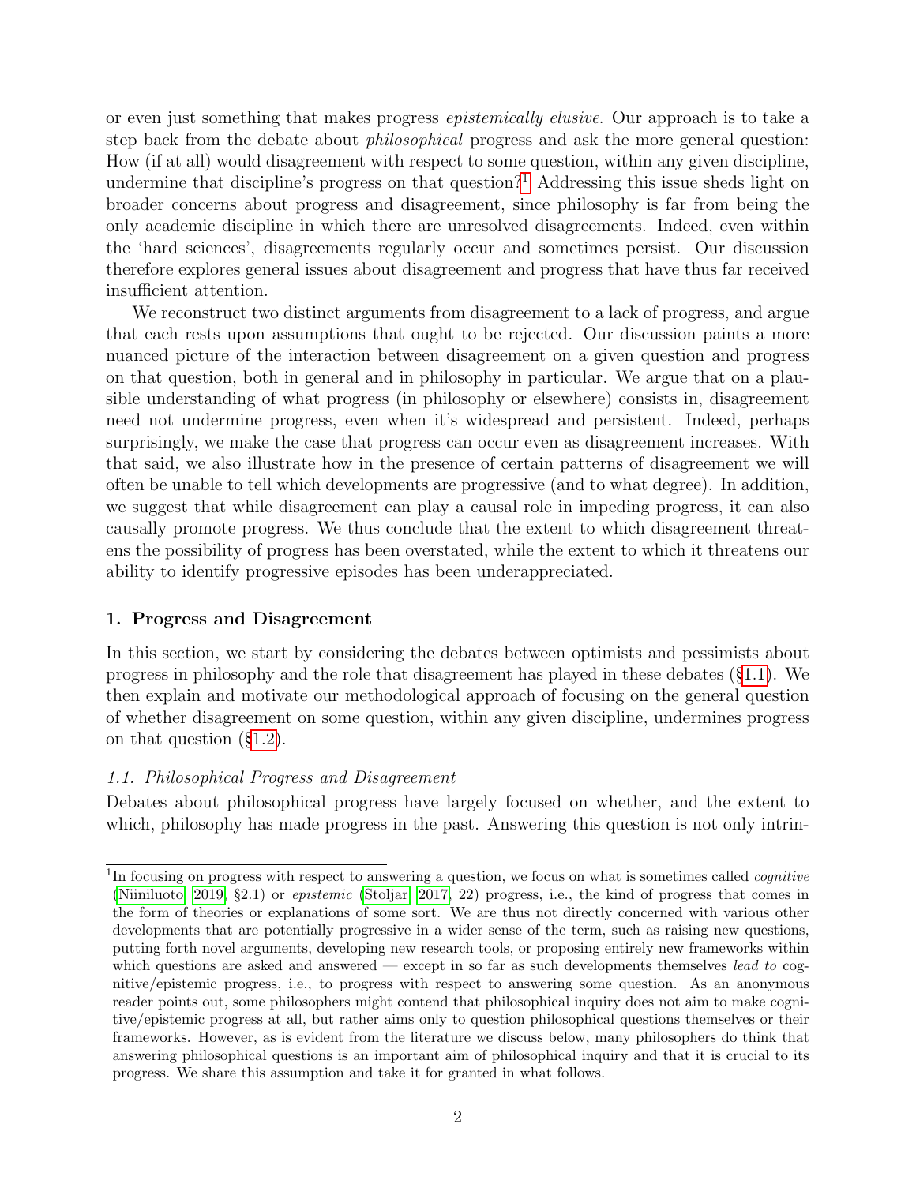or even just something that makes progress *epistemically elusive*. Our approach is to take a step back from the debate about *philosophical* progress and ask the more general question: How (if at all) would disagreement with respect to some question, within any given discipline, undermine that discipline's progress on that question?[1] Addressing this issue sheds light on broader concerns about progress and disagreement, since philosophy is far from being the only academic discipline in which there are unresolved disagreements. Indeed, even within the 'hard sciences', disagreements regularly occur and sometimes persist. Our discussion therefore explores general issues about disagreement and progress that have thus far received insufficient attention.

We reconstruct two distinct arguments from disagreement to a lack of progress, and argue that each rests upon assumptions that ought to be rejected. Our discussion paints a more nuanced picture of the interaction between disagreement on a given question and progress on that question, both in general and in philosophy in particular. We argue that on a plausible understanding of what progress (in philosophy or elsewhere) consists in, disagreement need not undermine progress, even when it's widespread and persistent. Indeed, perhaps surprisingly, we make the case that progress can occur even as disagreement increases. With that said, we also illustrate how in the presence of certain patterns of disagreement we will often be unable to tell which developments are progressive (and to what degree). In addition, we suggest that while disagreement can play a causal role in impeding progress, it can also causally promote progress. We thus conclude that the extent to which disagreement threatens the possibility of progress has been overstated, while the extent to which it threatens our ability to identify progressive episodes has been underappreciated.

## 1. Progress and Disagreement

In this section, we start by considering the debates between optimists and pessimists about progress in philosophy and the role that disagreement has played in these debates (§1.1). We then explain and motivate our methodological approach of focusing on the general question of whether disagreement on some question, within any given discipline, undermines progress on that question (§1.2).

### *1.1. Philosophical Progress and Disagreement*

Debates about philosophical progress have largely focused on whether, and the extent to which, philosophy has made progress in the past. Answering this question is not only intrin-

[1] In focusing on progress with respect to answering a question, we focus on what is sometimes called *cognitive* (Niiniluoto, 2019, §2.1) or *epistemic* (Stoljar, 2017, 22) progress, i.e., the kind of progress that comes in the form of theories or explanations of some sort. We are thus not directly concerned with various other developments that are potentially progressive in a wider sense of the term, such as raising new questions, putting forth novel arguments, developing new research tools, or proposing entirely new frameworks within which questions are asked and answered — except in so far as such developments themselves *lead to* cognitive/epistemic progress, i.e., to progress with respect to answering some question. As an anonymous reader points out, some philosophers might contend that philosophical inquiry does not aim to make cognitive/epistemic progress at all, but rather aims only to question philosophical questions themselves or their frameworks. However, as is evident from the literature we discuss below, many philosophers do think that answering philosophical questions is an important aim of philosophical inquiry and that it is crucial to its progress. We share this assumption and take it for granted in what follows.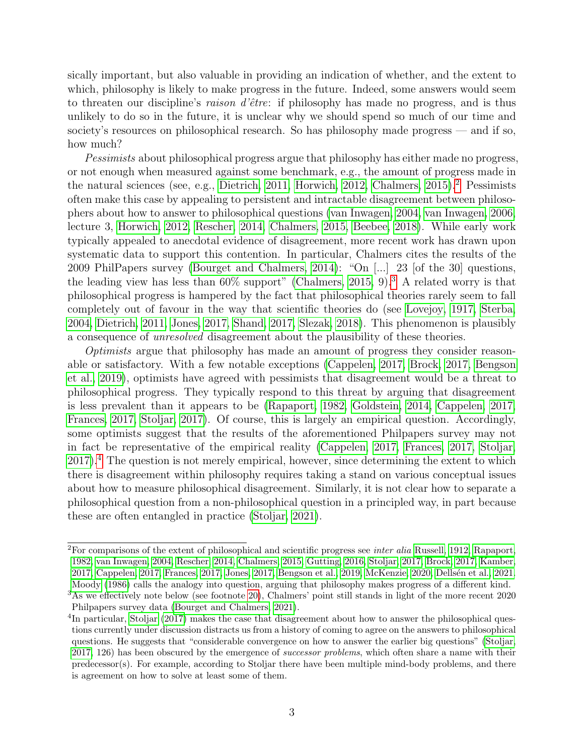sically important, but also valuable in providing an indication of whether, and the extent to which, philosophy is likely to make progress in the future. Indeed, some answers would seem to threaten our discipline's *raison d'être*: if philosophy has made no progress, and is thus unlikely to do so in the future, it is unclear why we should spend so much of our time and society's resources on philosophical research. So has philosophy made progress — and if so, how much?

*Pessimists* about philosophical progress argue that philosophy has either made no progress, or not enough when measured against some benchmark, e.g., the amount of progress made in the natural sciences (see, e.g., Dietrich, 2011, Horwich, 2012, Chalmers, 2015).[2] Pessimists often make this case by appealing to persistent and intractable disagreement between philosophers about how to answer to philosophical questions (van Inwagen, 2004, van Inwagen, 2006, lecture 3, Horwich, 2012, Rescher, 2014, Chalmers, 2015, Beebee, 2018). While early work typically appealed to anecdotal evidence of disagreement, more recent work has drawn upon systematic data to support this contention. In particular, Chalmers cites the results of the 2009 PhilPapers survey (Bourget and Chalmers, 2014): "On [...] 23 [of the 30] questions, the leading view has less than 60% support" (Chalmers, 2015, 9).[3] A related worry is that philosophical progress is hampered by the fact that philosophical theories rarely seem to fall completely out of favour in the way that scientific theories do (see Lovejoy, 1917, Sterba, 2004, Dietrich, 2011, Jones, 2017, Shand, 2017, Slezak, 2018). This phenomenon is plausibly a consequence of *unresolved* disagreement about the plausibility of these theories.

*Optimists* argue that philosophy has made an amount of progress they consider reasonable or satisfactory. With a few notable exceptions (Cappelen, 2017, Brock, 2017, Bengson et al., 2019), optimists have agreed with pessimists that disagreement would be a threat to philosophical progress. They typically respond to this threat by arguing that disagreement is less prevalent than it appears to be (Rapaport, 1982, Goldstein, 2014, Cappelen, 2017, Frances, 2017, Stoljar, 2017). Of course, this is largely an empirical question. Accordingly, some optimists suggest that the results of the aforementioned Philpapers survey may not in fact be representative of the empirical reality (Cappelen, 2017, Frances, 2017, Stoljar, 2017).[4] The question is not merely empirical, however, since determining the extent to which there is disagreement within philosophy requires taking a stand on various conceptual issues about how to measure philosophical disagreement. Similarly, it is not clear how to separate a philosophical question from a non-philosophical question in a principled way, in part because these are often entangled in practice (Stoljar, 2021).

---

[2] For comparisons of the extent of philosophical and scientific progress see *inter alia* Russell, 1912, Rapaport, 1982, van Inwagen, 2004, Rescher, 2014, Chalmers, 2015, Gutting, 2016, Stoljar, 2017, Brock, 2017, Kamber, 2017, Cappelen, 2017, Frances, 2017, Jones, 2017, Bengson et al., 2019, McKenzie, 2020, Dellsén et al., 2021. Moody (1986) calls the analogy into question, arguing that philosophy makes progress of a different kind.

[3] As we effectively note below (see footnote 20), Chalmers' point still stands in light of the more recent 2020 Philpapers survey data (Bourget and Chalmers, 2021).

[4] In particular, Stoljar (2017) makes the case that disagreement about how to answer the philosophical questions currently under discussion distracts us from a history of coming to agree on the answers to philosophical questions. He suggests that "considerable convergence on how to answer the earlier big questions" (Stoljar, 2017, 126) has been obscured by the emergence of *successor problems*, which often share a name with their predecessor(s). For example, according to Stoljar there have been multiple mind-body problems, and there is agreement on how to solve at least some of them.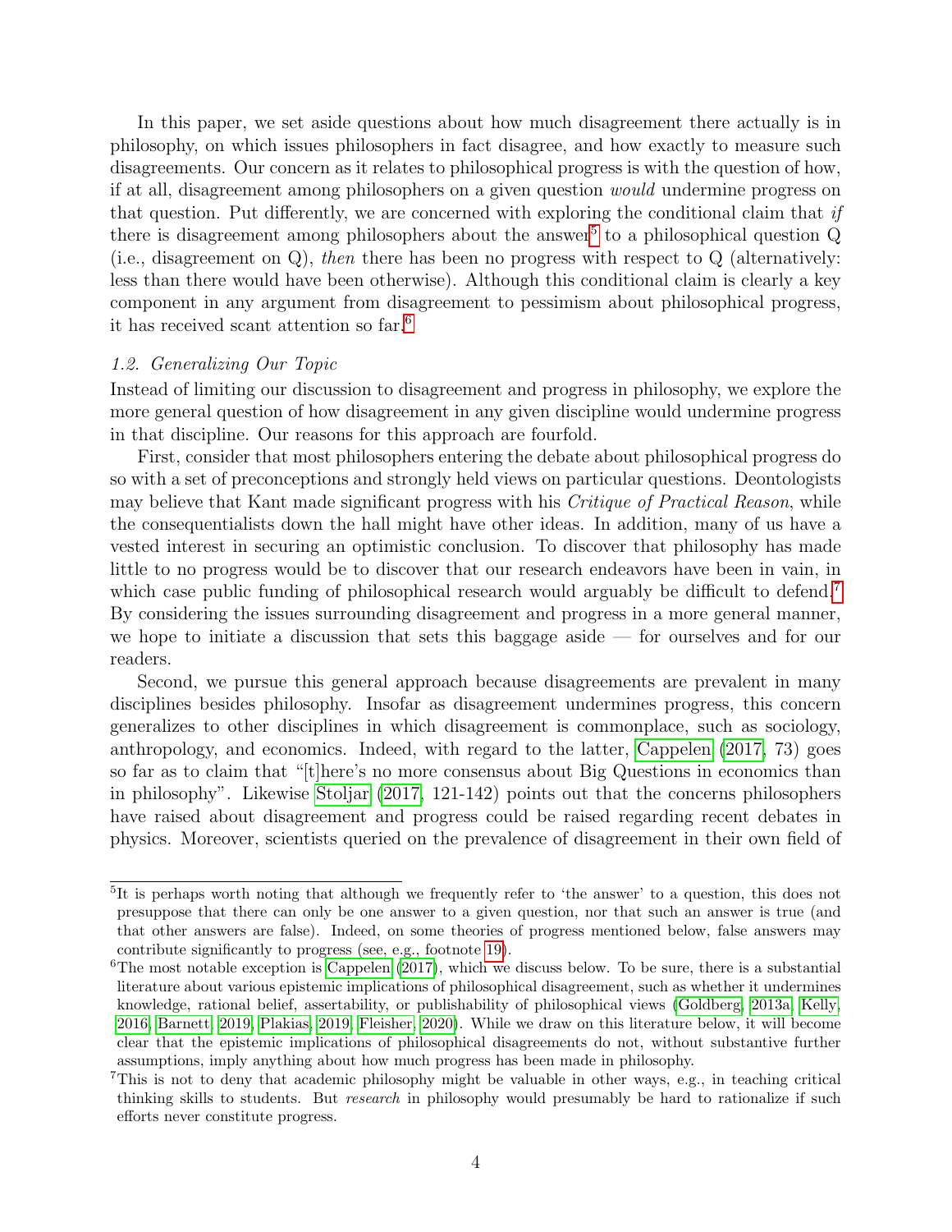In this paper, we set aside questions about how much disagreement there actually is in philosophy, on which issues philosophers in fact disagree, and how exactly to measure such disagreements. Our concern as it relates to philosophical progress is with the question of how, if at all, disagreement among philosophers on a given question *would* undermine progress on that question. Put differently, we are concerned with exploring the conditional claim that *if* there is disagreement among philosophers about the answer[5] to a philosophical question Q (i.e., disagreement on Q), *then* there has been no progress with respect to Q (alternatively: less than there would have been otherwise). Although this conditional claim is clearly a key component in any argument from disagreement to pessimism about philosophical progress, it has received scant attention so far.[6]

### *1.2. Generalizing Our Topic*

Instead of limiting our discussion to disagreement and progress in philosophy, we explore the more general question of how disagreement in any given discipline would undermine progress in that discipline. Our reasons for this approach are fourfold.

First, consider that most philosophers entering the debate about philosophical progress do so with a set of preconceptions and strongly held views on particular questions. Deontologists may believe that Kant made significant progress with his *Critique of Practical Reason*, while the consequentialists down the hall might have other ideas. In addition, many of us have a vested interest in securing an optimistic conclusion. To discover that philosophy has made little to no progress would be to discover that our research endeavors have been in vain, in which case public funding of philosophical research would arguably be difficult to defend.[7] By considering the issues surrounding disagreement and progress in a more general manner, we hope to initiate a discussion that sets this baggage aside — for ourselves and for our readers.

Second, we pursue this general approach because disagreements are prevalent in many disciplines besides philosophy. Insofar as disagreement undermines progress, this concern generalizes to other disciplines in which disagreement is commonplace, such as sociology, anthropology, and economics. Indeed, with regard to the latter, Cappelen (2017, 73) goes so far as to claim that "[t]here's no more consensus about Big Questions in economics than in philosophy". Likewise Stoljar (2017, 121-142) points out that the concerns philosophers have raised about disagreement and progress could be raised regarding recent debates in physics. Moreover, scientists queried on the prevalence of disagreement in their own field of

---

[5] It is perhaps worth noting that although we frequently refer to 'the answer' to a question, this does not presuppose that there can only be one answer to a given question, nor that such an answer is true (and that other answers are false). Indeed, on some theories of progress mentioned below, false answers may contribute significantly to progress (see, e.g., footnote 19).

[6] The most notable exception is Cappelen (2017), which we discuss below. To be sure, there is a substantial literature about various epistemic implications of philosophical disagreement, such as whether it undermines knowledge, rational belief, assertability, or publishability of philosophical views (Goldberg, 2013a; Kelly, 2016; Barnett, 2019; Plakias, 2019; Fleisher, 2020). While we draw on this literature below, it will become clear that the epistemic implications of philosophical disagreements do not, without substantive further assumptions, imply anything about how much progress has been made in philosophy.

[7] This is not to deny that academic philosophy might be valuable in other ways, e.g., in teaching critical thinking skills to students. But *research* in philosophy would presumably be hard to rationalize if such efforts never constitute progress.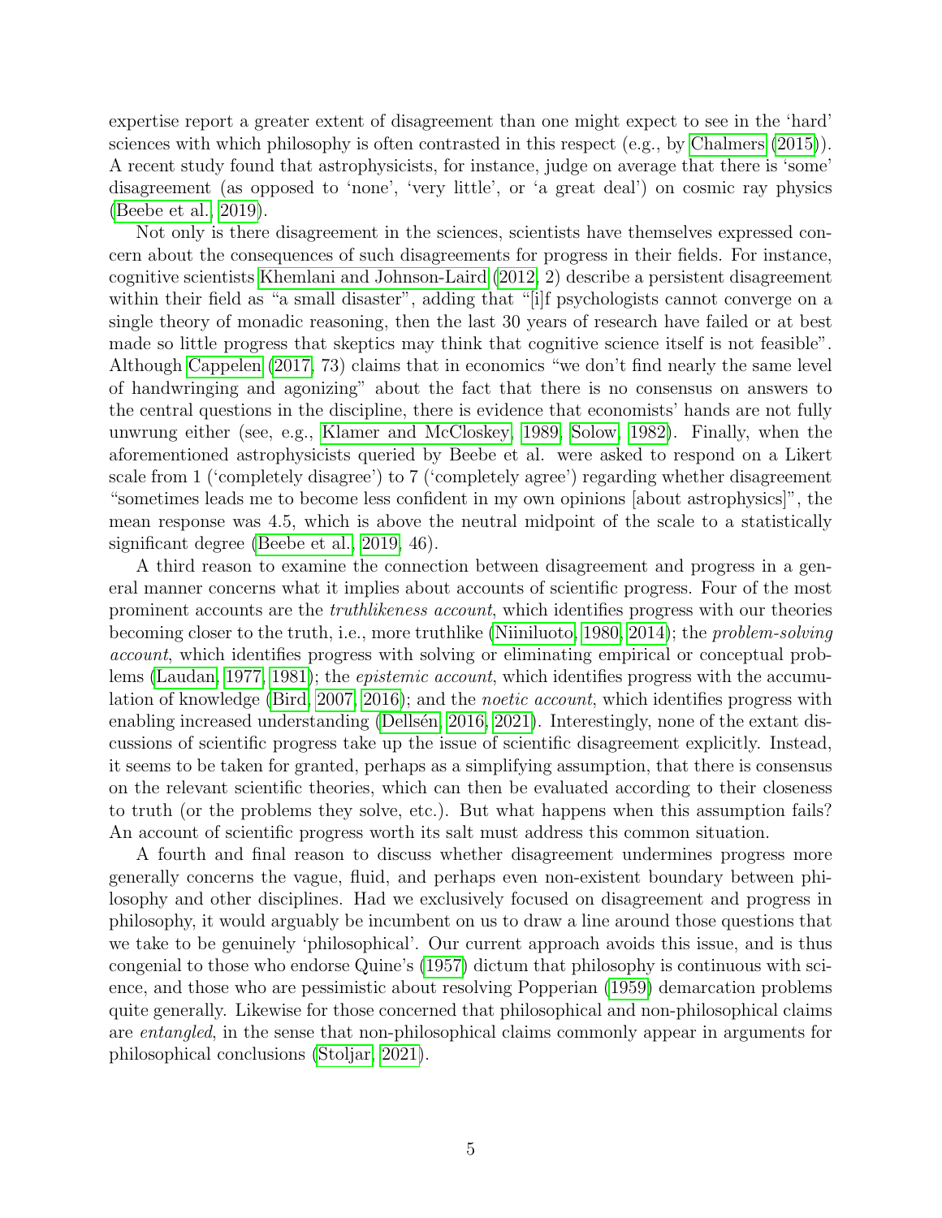expertise report a greater extent of disagreement than one might expect to see in the 'hard' sciences with which philosophy is often contrasted in this respect (e.g., by Chalmers (2015)). A recent study found that astrophysicists, for instance, judge on average that there is 'some' disagreement (as opposed to 'none', 'very little', or 'a great deal') on cosmic ray physics (Beebe et al., 2019).

Not only is there disagreement in the sciences, scientists have themselves expressed concern about the consequences of such disagreements for progress in their fields. For instance, cognitive scientists Khemlani and Johnson-Laird (2012, 2) describe a persistent disagreement within their field as "a small disaster", adding that "[i]f psychologists cannot converge on a single theory of monadic reasoning, then the last 30 years of research have failed or at best made so little progress that skeptics may think that cognitive science itself is not feasible". Although Cappelen (2017, 73) claims that in economics "we don't find nearly the same level of handwringing and agonizing" about the fact that there is no consensus on answers to the central questions in the discipline, there is evidence that economists' hands are not fully unwrung either (see, e.g., Klamer and McCloskey, 1989, Solow, 1982). Finally, when the aforementioned astrophysicists queried by Beebe et al. were asked to respond on a Likert scale from 1 ('completely disagree') to 7 ('completely agree') regarding whether disagreement "sometimes leads me to become less confident in my own opinions [about astrophysics]", the mean response was 4.5, which is above the neutral midpoint of the scale to a statistically significant degree (Beebe et al., 2019, 46).

A third reason to examine the connection between disagreement and progress in a general manner concerns what it implies about accounts of scientific progress. Four of the most prominent accounts are the *truthlikeness account*, which identifies progress with our theories becoming closer to the truth, i.e., more truthlike (Niiniluoto, 1980, 2014); the *problem-solving account*, which identifies progress with solving or eliminating empirical or conceptual problems (Laudan, 1977, 1981); the *epistemic account*, which identifies progress with the accumulation of knowledge (Bird, 2007, 2016); and the *noetic account*, which identifies progress with enabling increased understanding (Dellsén, 2016, 2021). Interestingly, none of the extant discussions of scientific progress take up the issue of scientific disagreement explicitly. Instead, it seems to be taken for granted, perhaps as a simplifying assumption, that there is consensus on the relevant scientific theories, which can then be evaluated according to their closeness to truth (or the problems they solve, etc.). But what happens when this assumption fails? An account of scientific progress worth its salt must address this common situation.

A fourth and final reason to discuss whether disagreement undermines progress more generally concerns the vague, fluid, and perhaps even non-existent boundary between philosophy and other disciplines. Had we exclusively focused on disagreement and progress in philosophy, it would arguably be incumbent on us to draw a line around those questions that we take to be genuinely 'philosophical'. Our current approach avoids this issue, and is thus congenial to those who endorse Quine's (1957) dictum that philosophy is continuous with science, and those who are pessimistic about resolving Popperian (1959) demarcation problems quite generally. Likewise for those concerned that philosophical and non-philosophical claims are *entangled*, in the sense that non-philosophical claims commonly appear in arguments for philosophical conclusions (Stoljar, 2021).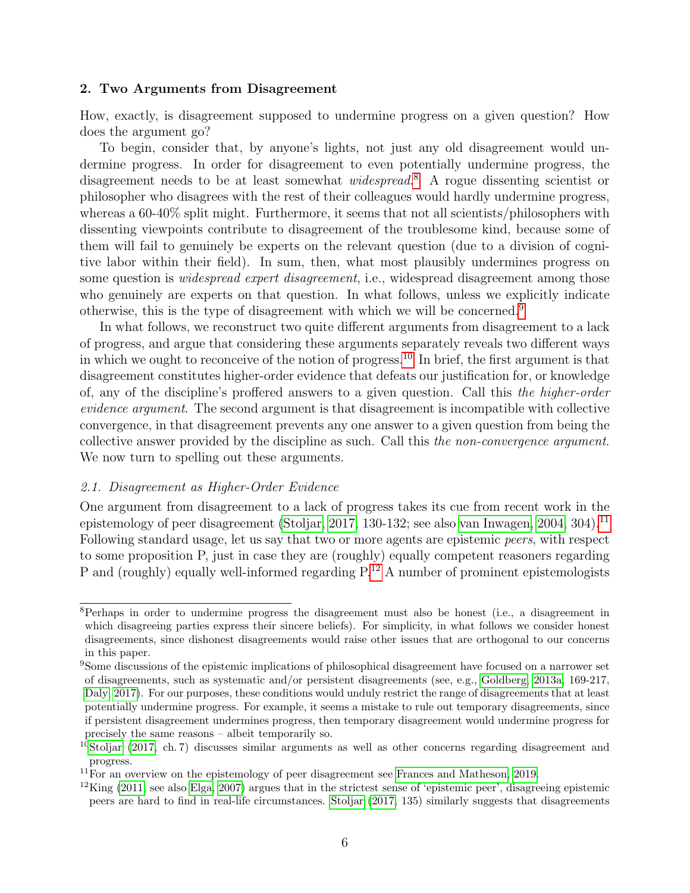## 2. Two Arguments from Disagreement

How, exactly, is disagreement supposed to undermine progress on a given question? How does the argument go?

To begin, consider that, by anyone's lights, not just any old disagreement would undermine progress. In order for disagreement to even potentially undermine progress, the disagreement needs to be at least somewhat *widespread*.[8] A rogue dissenting scientist or philosopher who disagrees with the rest of their colleagues would hardly undermine progress, whereas a 60-40% split might. Furthermore, it seems that not all scientists/philosophers with dissenting viewpoints contribute to disagreement of the troublesome kind, because some of them will fail to genuinely be experts on the relevant question (due to a division of cognitive labor within their field). In sum, then, what most plausibly undermines progress on some question is *widespread expert disagreement*, i.e., widespread disagreement among those who genuinely are experts on that question. In what follows, unless we explicitly indicate otherwise, this is the type of disagreement with which we will be concerned.[9]

In what follows, we reconstruct two quite different arguments from disagreement to a lack of progress, and argue that considering these arguments separately reveals two different ways in which we ought to reconceive of the notion of progress.[10] In brief, the first argument is that disagreement constitutes higher-order evidence that defeats our justification for, or knowledge of, any of the discipline's proffered answers to a given question. Call this *the higher-order evidence argument*. The second argument is that disagreement is incompatible with collective convergence, in that disagreement prevents any one answer to a given question from being the collective answer provided by the discipline as such. Call this *the non-convergence argument*. We now turn to spelling out these arguments.

### *2.1. Disagreement as Higher-Order Evidence*

One argument from disagreement to a lack of progress takes its cue from recent work in the epistemology of peer disagreement (Stoljar, 2017, 130-132; see also van Inwagen, 2004, 304).[11] Following standard usage, let us say that two or more agents are epistemic *peers*, with respect to some proposition P, just in case they are (roughly) equally competent reasoners regarding P and (roughly) equally well-informed regarding P.[12] A number of prominent epistemologists

---

[8] Perhaps in order to undermine progress the disagreement must also be honest (i.e., a disagreement in which disagreeing parties express their sincere beliefs). For simplicity, in what follows we consider honest disagreements, since dishonest disagreements would raise other issues that are orthogonal to our concerns in this paper.

[9] Some discussions of the epistemic implications of philosophical disagreement have focused on a narrower set of disagreements, such as systematic and/or persistent disagreements (see, e.g., Goldberg, 2013a, 169-217, Daly, 2017). For our purposes, these conditions would unduly restrict the range of disagreements that at least potentially undermine progress. For example, it seems a mistake to rule out temporary disagreements, since if persistent disagreement undermines progress, then temporary disagreement would undermine progress for precisely the same reasons – albeit temporarily so.

[10] Stoljar (2017, ch. 7) discusses similar arguments as well as other concerns regarding disagreement and progress.

[11] For an overview on the epistemology of peer disagreement see Frances and Matheson, 2019.

[12] King (2011; see also Elga, 2007) argues that in the strictest sense of 'epistemic peer', disagreeing epistemic peers are hard to find in real-life circumstances. Stoljar (2017, 135) similarly suggests that disagreements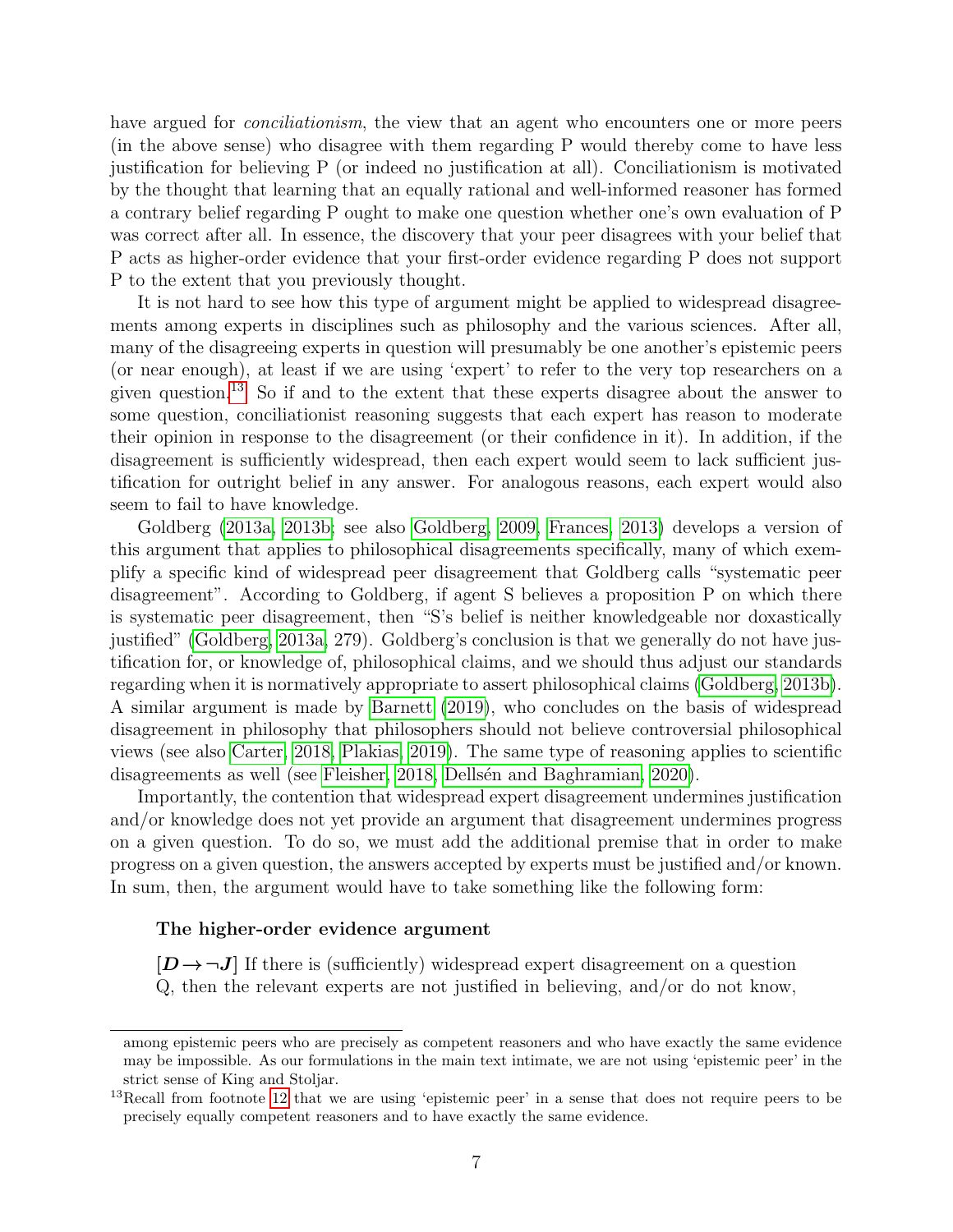have argued for *conciliationism*, the view that an agent who encounters one or more peers (in the above sense) who disagree with them regarding P would thereby come to have less justification for believing P (or indeed no justification at all). Conciliationism is motivated by the thought that learning that an equally rational and well-informed reasoner has formed a contrary belief regarding P ought to make one question whether one's own evaluation of P was correct after all. In essence, the discovery that your peer disagrees with your belief that P acts as higher-order evidence that your first-order evidence regarding P does not support P to the extent that you previously thought.

It is not hard to see how this type of argument might be applied to widespread disagreements among experts in disciplines such as philosophy and the various sciences. After all, many of the disagreeing experts in question will presumably be one another's epistemic peers (or near enough), at least if we are using 'expert' to refer to the very top researchers on a given question.[13] So if and to the extent that these experts disagree about the answer to some question, conciliationist reasoning suggests that each expert has reason to moderate their opinion in response to the disagreement (or their confidence in it). In addition, if the disagreement is sufficiently widespread, then each expert would seem to lack sufficient justification for outright belief in any answer. For analogous reasons, each expert would also seem to fail to have knowledge.

Goldberg (2013a, 2013b; see also Goldberg, 2009; Frances, 2013) develops a version of this argument that applies to philosophical disagreements specifically, many of which exemplify a specific kind of widespread peer disagreement that Goldberg calls "systematic peer disagreement". According to Goldberg, if agent S believes a proposition P on which there is systematic peer disagreement, then "S's belief is neither knowledgeable nor doxastically justified" (Goldberg, 2013a, 279). Goldberg's conclusion is that we generally do not have justification for, or knowledge of, philosophical claims, and we should thus adjust our standards regarding when it is normatively appropriate to assert philosophical claims (Goldberg, 2013b). A similar argument is made by Barnett (2019), who concludes on the basis of widespread disagreement in philosophy that philosophers should not believe controversial philosophical views (see also Carter, 2018; Plakias, 2019). The same type of reasoning applies to scientific disagreements as well (see Fleisher, 2018; Dellsén and Baghramian, 2020).

Importantly, the contention that widespread expert disagreement undermines justification and/or knowledge does not yet provide an argument that disagreement undermines progress on a given question. To do so, we must add the additional premise that in order to make progress on a given question, the answers accepted by experts must be justified and/or known. In sum, then, the argument would have to take something like the following form:

**The higher-order evidence argument**

[$\boldsymbol{D \rightarrow \neg J}$] If there is (sufficiently) widespread expert disagreement on a question Q, then the relevant experts are not justified in believing, and/or do not know,

among epistemic peers who are precisely as competent reasoners and who have exactly the same evidence may be impossible. As our formulations in the main text intimate, we are not using 'epistemic peer' in the strict sense of King and Stoljar.

[13] Recall from footnote 12 that we are using 'epistemic peer' in a sense that does not require peers to be precisely equally competent reasoners and to have exactly the same evidence.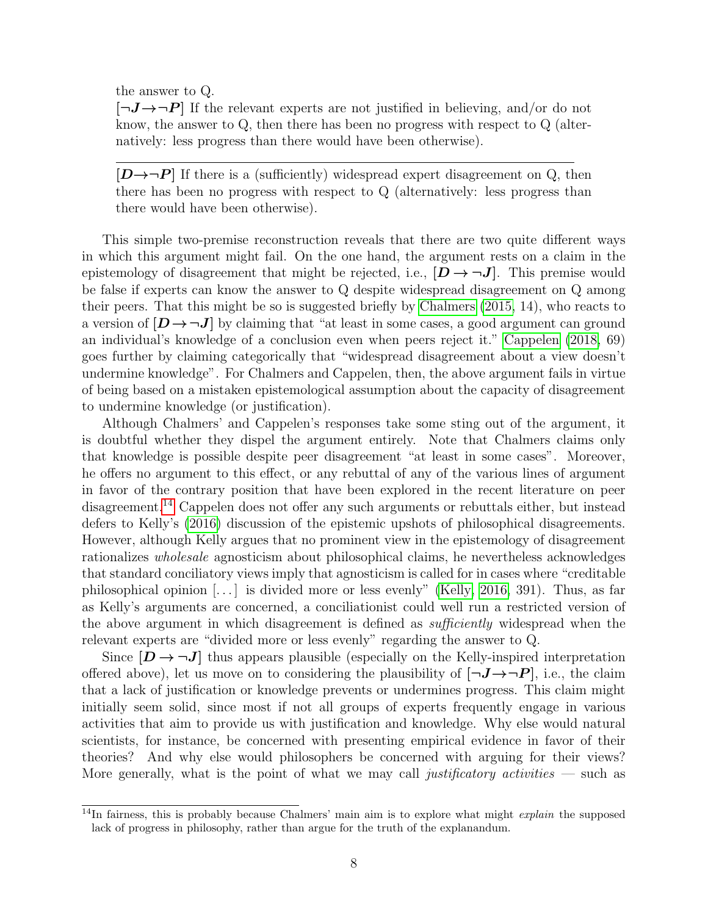the answer to Q.

[$\neg J \rightarrow \neg P$] If the relevant experts are not justified in believing, and/or do not know, the answer to Q, then there has been no progress with respect to Q (alternatively: less progress than there would have been otherwise).

---

[$D \rightarrow \neg P$] If there is a (sufficiently) widespread expert disagreement on Q, then there has been no progress with respect to Q (alternatively: less progress than there would have been otherwise).

This simple two-premise reconstruction reveals that there are two quite different ways in which this argument might fail. On the one hand, the argument rests on a claim in the epistemology of disagreement that might be rejected, i.e., [$D \rightarrow \neg J$]. This premise would be false if experts can know the answer to Q despite widespread disagreement on Q among their peers. That this might be so is suggested briefly by Chalmers (2015, 14), who reacts to a version of [$D \rightarrow \neg J$] by claiming that "at least in some cases, a good argument can ground an individual's knowledge of a conclusion even when peers reject it." Cappelen (2018, 69) goes further by claiming categorically that "widespread disagreement about a view doesn't undermine knowledge". For Chalmers and Cappelen, then, the above argument fails in virtue of being based on a mistaken epistemological assumption about the capacity of disagreement to undermine knowledge (or justification).

Although Chalmers' and Cappelen's responses take some sting out of the argument, it is doubtful whether they dispel the argument entirely. Note that Chalmers claims only that knowledge is possible despite peer disagreement "at least in some cases". Moreover, he offers no argument to this effect, or any rebuttal of any of the various lines of argument in favor of the contrary position that have been explored in the recent literature on peer disagreement.[14] Cappelen does not offer any such arguments or rebuttals either, but instead defers to Kelly's (2016) discussion of the epistemic upshots of philosophical disagreements. However, although Kelly argues that no prominent view in the epistemology of disagreement rationalizes *wholesale* agnosticism about philosophical claims, he nevertheless acknowledges that standard conciliatory views imply that agnosticism is called for in cases where "creditable philosophical opinion [...] is divided more or less evenly" (Kelly, 2016, 391). Thus, as far as Kelly's arguments are concerned, a conciliationist could well run a restricted version of the above argument in which disagreement is defined as *sufficiently* widespread when the relevant experts are "divided more or less evenly" regarding the answer to Q.

Since [$D \rightarrow \neg J$] thus appears plausible (especially on the Kelly-inspired interpretation offered above), let us move on to considering the plausibility of [$\neg J \rightarrow \neg P$], i.e., the claim that a lack of justification or knowledge prevents or undermines progress. This claim might initially seem solid, since most if not all groups of experts frequently engage in various activities that aim to provide us with justification and knowledge. Why else would natural scientists, for instance, be concerned with presenting empirical evidence in favor of their theories? And why else would philosophers be concerned with arguing for their views? More generally, what is the point of what we may call *justificatory activities* — such as

[14] In fairness, this is probably because Chalmers' main aim is to explore what might *explain* the supposed lack of progress in philosophy, rather than argue for the truth of the explanandum.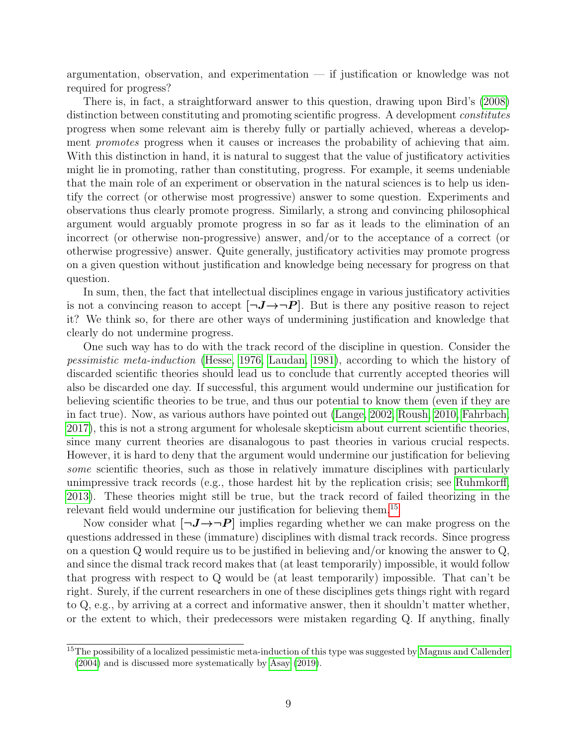argumentation, observation, and experimentation — if justification or knowledge was not required for progress?

There is, in fact, a straightforward answer to this question, drawing upon Bird's (2008) distinction between constituting and promoting scientific progress. A development *constitutes* progress when some relevant aim is thereby fully or partially achieved, whereas a development *promotes* progress when it causes or increases the probability of achieving that aim. With this distinction in hand, it is natural to suggest that the value of justificatory activities might lie in promoting, rather than constituting, progress. For example, it seems undeniable that the main role of an experiment or observation in the natural sciences is to help us identify the correct (or otherwise most progressive) answer to some question. Experiments and observations thus clearly promote progress. Similarly, a strong and convincing philosophical argument would arguably promote progress in so far as it leads to the elimination of an incorrect (or otherwise non-progressive) answer, and/or to the acceptance of a correct (or otherwise progressive) answer. Quite generally, justificatory activities may promote progress on a given question without justification and knowledge being necessary for progress on that question.

In sum, then, the fact that intellectual disciplines engage in various justificatory activities is not a convincing reason to accept [$\neg \boldsymbol{J} \rightarrow \neg \boldsymbol{P}$]. But is there any positive reason to reject it? We think so, for there are other ways of undermining justification and knowledge that clearly do not undermine progress.

One such way has to do with the track record of the discipline in question. Consider the *pessimistic meta-induction* (Hesse, 1976; Laudan, 1981), according to which the history of discarded scientific theories should lead us to conclude that currently accepted theories will also be discarded one day. If successful, this argument would undermine our justification for believing scientific theories to be true, and thus our potential to know them (even if they are in fact true). Now, as various authors have pointed out (Lange, 2002; Roush, 2010; Fahrbach, 2017), this is not a strong argument for wholesale skepticism about current scientific theories, since many current theories are disanalogous to past theories in various crucial respects. However, it is hard to deny that the argument would undermine our justification for believing *some* scientific theories, such as those in relatively immature disciplines with particularly unimpressive track records (e.g., those hardest hit by the replication crisis; see Ruhmkorff, 2013). These theories might still be true, but the track record of failed theorizing in the relevant field would undermine our justification for believing them.[15]

Now consider what [$\neg \boldsymbol{J} \rightarrow \neg \boldsymbol{P}$] implies regarding whether we can make progress on the questions addressed in these (immature) disciplines with dismal track records. Since progress on a question Q would require us to be justified in believing and/or knowing the answer to Q, and since the dismal track record makes that (at least temporarily) impossible, it would follow that progress with respect to Q would be (at least temporarily) impossible. That can't be right. Surely, if the current researchers in one of these disciplines gets things right with regard to Q, e.g., by arriving at a correct and informative answer, then it shouldn't matter whether, or the extent to which, their predecessors were mistaken regarding Q. If anything, finally

[15] The possibility of a localized pessimistic meta-induction of this type was suggested by Magnus and Callender (2004) and is discussed more systematically by Asay (2019).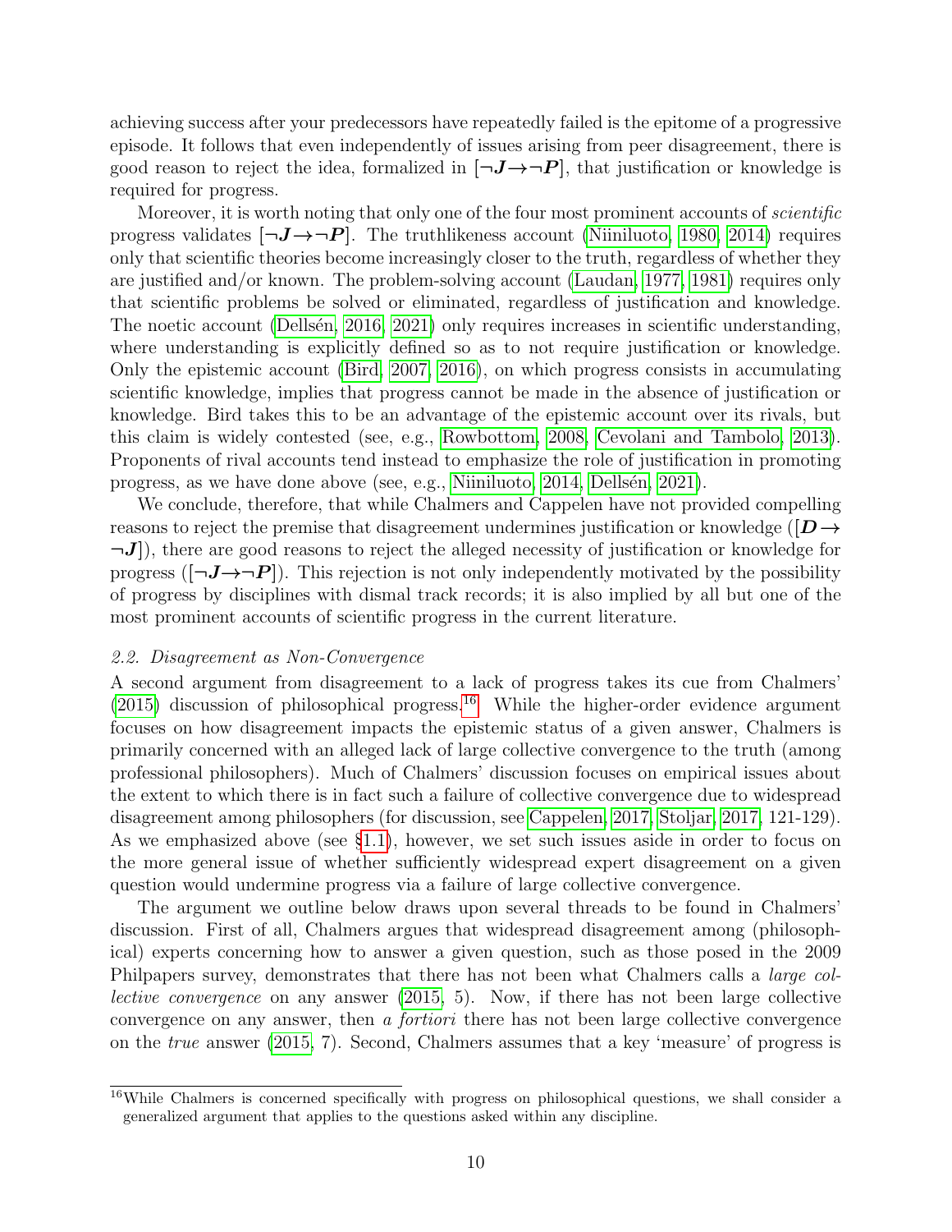achieving success after your predecessors have repeatedly failed is the epitome of a progressive episode. It follows that even independently of issues arising from peer disagreement, there is good reason to reject the idea, formalized in [$\neg \boldsymbol{J} \rightarrow \neg \boldsymbol{P}$], that justification or knowledge is required for progress.

Moreover, it is worth noting that only one of the four most prominent accounts of *scientific* progress validates [$\neg \boldsymbol{J} \rightarrow \neg \boldsymbol{P}$]. The truthlikeness account (Niiniluoto, 1980, 2014) requires only that scientific theories become increasingly closer to the truth, regardless of whether they are justified and/or known. The problem-solving account (Laudan, 1977, 1981) requires only that scientific problems be solved or eliminated, regardless of justification and knowledge. The noetic account (Dellsén, 2016, 2021) only requires increases in scientific understanding, where understanding is explicitly defined so as to not require justification or knowledge. Only the epistemic account (Bird, 2007, 2016), on which progress consists in accumulating scientific knowledge, implies that progress cannot be made in the absence of justification or knowledge. Bird takes this to be an advantage of the epistemic account over its rivals, but this claim is widely contested (see, e.g., Rowbottom, 2008, Cevolani and Tambolo, 2013). Proponents of rival accounts tend instead to emphasize the role of justification in promoting progress, as we have done above (see, e.g., Niiniluoto, 2014, Dellsén, 2021).

We conclude, therefore, that while Chalmers and Cappelen have not provided compelling reasons to reject the premise that disagreement undermines justification or knowledge ([$\boldsymbol{D} \rightarrow \neg \boldsymbol{J}$]), there are good reasons to reject the alleged necessity of justification or knowledge for progress ([$\neg \boldsymbol{J} \rightarrow \neg \boldsymbol{P}$]). This rejection is not only independently motivated by the possibility of progress by disciplines with dismal track records; it is also implied by all but one of the most prominent accounts of scientific progress in the current literature.

### *2.2. Disagreement as Non-Convergence*

A second argument from disagreement to a lack of progress takes its cue from Chalmers' (2015) discussion of philosophical progress.[16] While the higher-order evidence argument focuses on how disagreement impacts the epistemic status of a given answer, Chalmers is primarily concerned with an alleged lack of large collective convergence to the truth (among professional philosophers). Much of Chalmers' discussion focuses on empirical issues about the extent to which there is in fact such a failure of collective convergence due to widespread disagreement among philosophers (for discussion, see Cappelen, 2017, Stoljar, 2017, 121-129). As we emphasized above (see §1.1), however, we set such issues aside in order to focus on the more general issue of whether sufficiently widespread expert disagreement on a given question would undermine progress via a failure of large collective convergence.

The argument we outline below draws upon several threads to be found in Chalmers' discussion. First of all, Chalmers argues that widespread disagreement among (philosophical) experts concerning how to answer a given question, such as those posed in the 2009 Philpapers survey, demonstrates that there has not been what Chalmers calls a *large collective convergence* on any answer (2015, 5). Now, if there has not been large collective convergence on any answer, then *a fortiori* there has not been large collective convergence on the *true* answer (2015, 7). Second, Chalmers assumes that a key 'measure' of progress is

[16] While Chalmers is concerned specifically with progress on philosophical questions, we shall consider a generalized argument that applies to the questions asked within any discipline.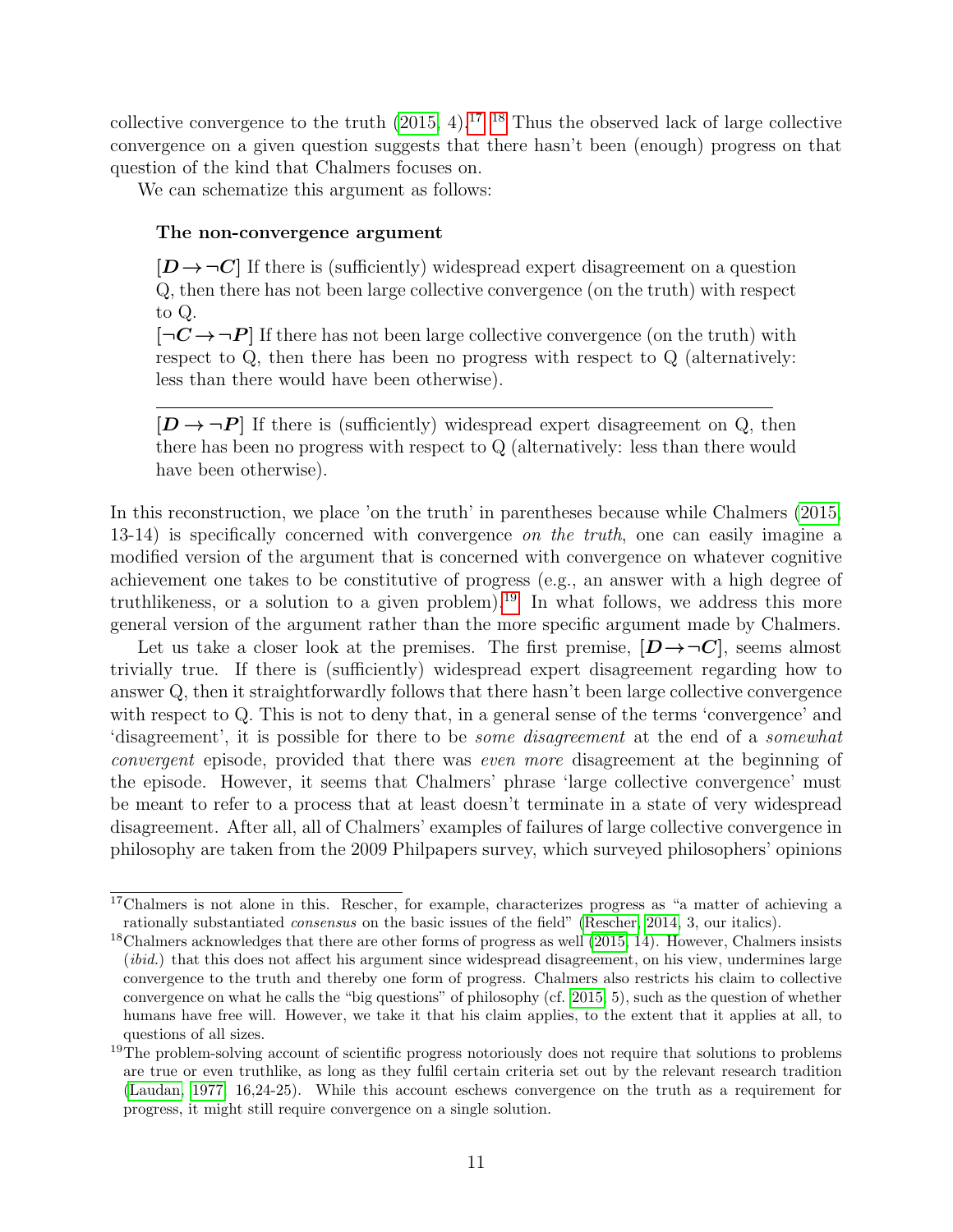collective convergence to the truth (2015, 4).[17] [18] Thus the observed lack of large collective convergence on a given question suggests that there hasn't been (enough) progress on that question of the kind that Chalmers focuses on.

We can schematize this argument as follows:

**The non-convergence argument**

[$\boldsymbol{D \rightarrow \neg C}$] If there is (sufficiently) widespread expert disagreement on a question Q, then there has not been large collective convergence (on the truth) with respect to Q.

[$\boldsymbol{\neg C \rightarrow \neg P}$] If there has not been large collective convergence (on the truth) with respect to Q, then there has been no progress with respect to Q (alternatively: less than there would have been otherwise).

---

[$\boldsymbol{D \rightarrow \neg P}$] If there is (sufficiently) widespread expert disagreement on Q, then there has been no progress with respect to Q (alternatively: less than there would have been otherwise).

In this reconstruction, we place 'on the truth' in parentheses because while Chalmers (2015, 13-14) is specifically concerned with convergence *on the truth*, one can easily imagine a modified version of the argument that is concerned with convergence on whatever cognitive achievement one takes to be constitutive of progress (e.g., an answer with a high degree of truthlikeness, or a solution to a given problem).[19] In what follows, we address this more general version of the argument rather than the more specific argument made by Chalmers.

Let us take a closer look at the premises. The first premise, [$\boldsymbol{D \rightarrow \neg C}$], seems almost trivially true. If there is (sufficiently) widespread expert disagreement regarding how to answer Q, then it straightforwardly follows that there hasn't been large collective convergence with respect to Q. This is not to deny that, in a general sense of the terms 'convergence' and 'disagreement', it is possible for there to be *some disagreement* at the end of a *somewhat convergent* episode, provided that there was *even more* disagreement at the beginning of the episode. However, it seems that Chalmers' phrase 'large collective convergence' must be meant to refer to a process that at least doesn't terminate in a state of very widespread disagreement. After all, all of Chalmers' examples of failures of large collective convergence in philosophy are taken from the 2009 Philpapers survey, which surveyed philosophers' opinions

---

[17] Chalmers is not alone in this. Rescher, for example, characterizes progress as "a matter of achieving a rationally substantiated *consensus* on the basic issues of the field" (Rescher, 2014, 3, our italics).

[18] Chalmers acknowledges that there are other forms of progress as well (2015, 14). However, Chalmers insists (*ibid.*) that this does not affect his argument since widespread disagreement, on his view, undermines large convergence to the truth and thereby one form of progress. Chalmers also restricts his claim to collective convergence on what he calls the "big questions" of philosophy (cf. 2015, 5), such as the question of whether humans have free will. However, we take it that his claim applies, to the extent that it applies at all, to questions of all sizes.

[19] The problem-solving account of scientific progress notoriously does not require that solutions to problems are true or even truthlike, as long as they fulfil certain criteria set out by the relevant research tradition (Laudan, 1977, 16,24-25). While this account eschews convergence on the truth as a requirement for progress, it might still require convergence on a single solution.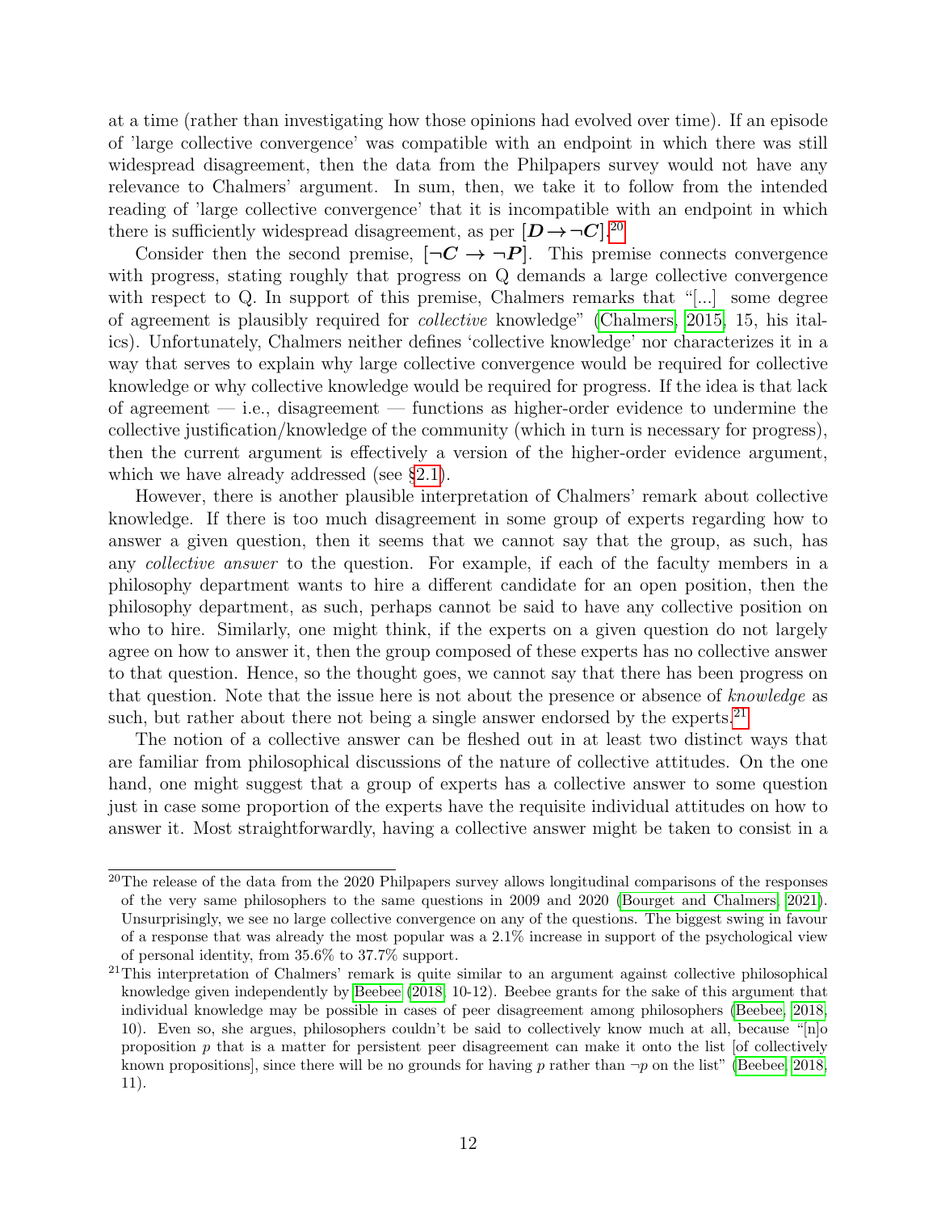at a time (rather than investigating how those opinions had evolved over time). If an episode of 'large collective convergence' was compatible with an endpoint in which there was still widespread disagreement, then the data from the Philpapers survey would not have any relevance to Chalmers' argument. In sum, then, we take it to follow from the intended reading of 'large collective convergence' that it is incompatible with an endpoint in which there is sufficiently widespread disagreement, as per $[\boldsymbol{D} \rightarrow \neg \boldsymbol{C}]$.[20]

Consider then the second premise, $[\neg \boldsymbol{C} \rightarrow \neg \boldsymbol{P}]$. This premise connects convergence with progress, stating roughly that progress on Q demands a large collective convergence with respect to Q. In support of this premise, Chalmers remarks that "[...] some degree of agreement is plausibly required for *collective* knowledge" (Chalmers, 2015, 15, his italics). Unfortunately, Chalmers neither defines 'collective knowledge' nor characterizes it in a way that serves to explain why large collective convergence would be required for collective knowledge or why collective knowledge would be required for progress. If the idea is that lack of agreement — i.e., disagreement — functions as higher-order evidence to undermine the collective justification/knowledge of the community (which in turn is necessary for progress), then the current argument is effectively a version of the higher-order evidence argument, which we have already addressed (see §2.1).

However, there is another plausible interpretation of Chalmers' remark about collective knowledge. If there is too much disagreement in some group of experts regarding how to answer a given question, then it seems that we cannot say that the group, as such, has any *collective answer* to the question. For example, if each of the faculty members in a philosophy department wants to hire a different candidate for an open position, then the philosophy department, as such, perhaps cannot be said to have any collective position on who to hire. Similarly, one might think, if the experts on a given question do not largely agree on how to answer it, then the group composed of these experts has no collective answer to that question. Hence, so the thought goes, we cannot say that there has been progress on that question. Note that the issue here is not about the presence or absence of *knowledge* as such, but rather about there not being a single answer endorsed by the experts.[21]

The notion of a collective answer can be fleshed out in at least two distinct ways that are familiar from philosophical discussions of the nature of collective attitudes. On the one hand, one might suggest that a group of experts has a collective answer to some question just in case some proportion of the experts have the requisite individual attitudes on how to answer it. Most straightforwardly, having a collective answer might be taken to consist in a

---

[20] The release of the data from the 2020 Philpapers survey allows longitudinal comparisons of the responses of the very same philosophers to the same questions in 2009 and 2020 (Bourget and Chalmers, 2021). Unsurprisingly, we see no large collective convergence on any of the questions. The biggest swing in favour of a response that was already the most popular was a 2.1% increase in support of the psychological view of personal identity, from 35.6% to 37.7% support.

[21] This interpretation of Chalmers' remark is quite similar to an argument against collective philosophical knowledge given independently by Beebee (2018, 10-12). Beebee grants for the sake of this argument that individual knowledge may be possible in cases of peer disagreement among philosophers (Beebee, 2018, 10). Even so, she argues, philosophers couldn't be said to collectively know much at all, because "[n]o proposition $p$ that is a matter for persistent peer disagreement can make it onto the list [of collectively known propositions], since there will be no grounds for having $p$ rather than $\neg p$ on the list" (Beebee, 2018, 11).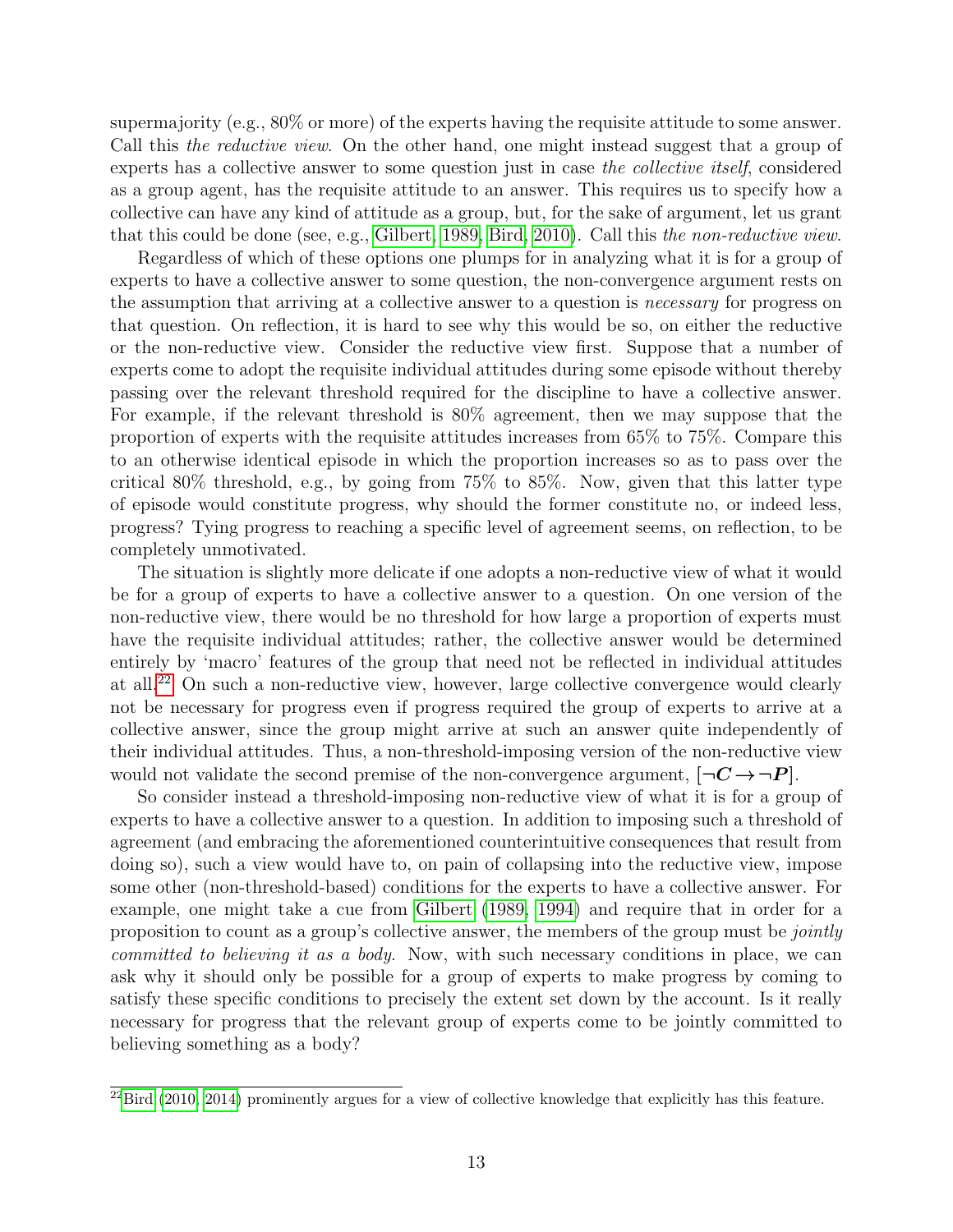supermajority (e.g., 80% or more) of the experts having the requisite attitude to some answer. Call this *the reductive view*. On the other hand, one might instead suggest that a group of experts has a collective answer to some question just in case *the collective itself*, considered as a group agent, has the requisite attitude to an answer. This requires us to specify how a collective can have any kind of attitude as a group, but, for the sake of argument, let us grant that this could be done (see, e.g., Gilbert, 1989; Bird, 2010). Call this *the non-reductive view*.

Regardless of which of these options one plumps for in analyzing what it is for a group of experts to have a collective answer to some question, the non-convergence argument rests on the assumption that arriving at a collective answer to a question is *necessary* for progress on that question. On reflection, it is hard to see why this would be so, on either the reductive or the non-reductive view. Consider the reductive view first. Suppose that a number of experts come to adopt the requisite individual attitudes during some episode without thereby passing over the relevant threshold required for the discipline to have a collective answer. For example, if the relevant threshold is 80% agreement, then we may suppose that the proportion of experts with the requisite attitudes increases from 65% to 75%. Compare this to an otherwise identical episode in which the proportion increases so as to pass over the critical 80% threshold, e.g., by going from 75% to 85%. Now, given that this latter type of episode would constitute progress, why should the former constitute no, or indeed less, progress? Tying progress to reaching a specific level of agreement seems, on reflection, to be completely unmotivated.

The situation is slightly more delicate if one adopts a non-reductive view of what it would be for a group of experts to have a collective answer to a question. On one version of the non-reductive view, there would be no threshold for how large a proportion of experts must have the requisite individual attitudes; rather, the collective answer would be determined entirely by 'macro' features of the group that need not be reflected in individual attitudes at all.[22] On such a non-reductive view, however, large collective convergence would clearly not be necessary for progress even if progress required the group of experts to arrive at a collective answer, since the group might arrive at such an answer quite independently of their individual attitudes. Thus, a non-threshold-imposing version of the non-reductive view would not validate the second premise of the non-convergence argument, $[\neg \boldsymbol{C} \rightarrow \neg \boldsymbol{P}]$.

So consider instead a threshold-imposing non-reductive view of what it is for a group of experts to have a collective answer to a question. In addition to imposing such a threshold of agreement (and embracing the aforementioned counterintuitive consequences that result from doing so), such a view would have to, on pain of collapsing into the reductive view, impose some other (non-threshold-based) conditions for the experts to have a collective answer. For example, one might take a cue from Gilbert (1989, 1994) and require that in order for a proposition to count as a group's collective answer, the members of the group must be *jointly committed to believing it as a body*. Now, with such necessary conditions in place, we can ask why it should only be possible for a group of experts to make progress by coming to satisfy these specific conditions to precisely the extent set down by the account. Is it really necessary for progress that the relevant group of experts come to be jointly committed to believing something as a body?

[22] Bird (2010, 2014) prominently argues for a view of collective knowledge that explicitly has this feature.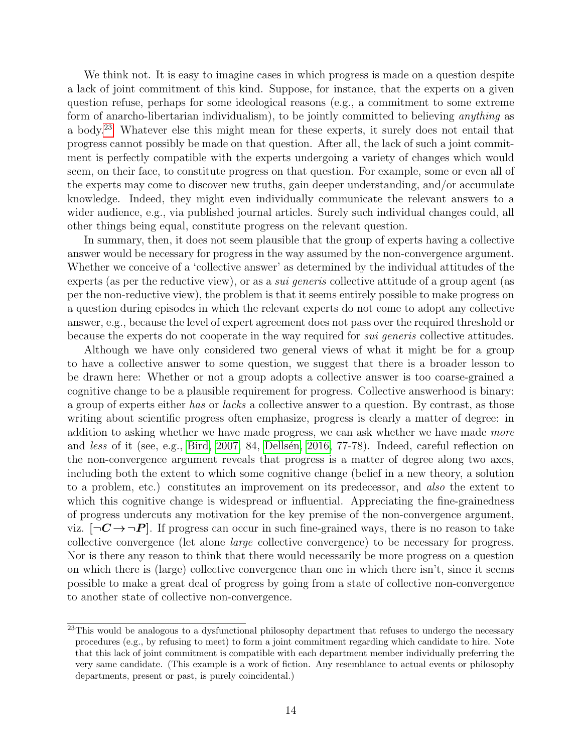We think not. It is easy to imagine cases in which progress is made on a question despite a lack of joint commitment of this kind. Suppose, for instance, that the experts on a given question refuse, perhaps for some ideological reasons (e.g., a commitment to some extreme form of anarcho-libertarian individualism), to be jointly committed to believing *anything* as a body.[23] Whatever else this might mean for these experts, it surely does not entail that progress cannot possibly be made on that question. After all, the lack of such a joint commitment is perfectly compatible with the experts undergoing a variety of changes which would seem, on their face, to constitute progress on that question. For example, some or even all of the experts may come to discover new truths, gain deeper understanding, and/or accumulate knowledge. Indeed, they might even individually communicate the relevant answers to a wider audience, e.g., via published journal articles. Surely such individual changes could, all other things being equal, constitute progress on the relevant question.

In summary, then, it does not seem plausible that the group of experts having a collective answer would be necessary for progress in the way assumed by the non-convergence argument. Whether we conceive of a 'collective answer' as determined by the individual attitudes of the experts (as per the reductive view), or as a *sui generis* collective attitude of a group agent (as per the non-reductive view), the problem is that it seems entirely possible to make progress on a question during episodes in which the relevant experts do not come to adopt any collective answer, e.g., because the level of expert agreement does not pass over the required threshold or because the experts do not cooperate in the way required for *sui generis* collective attitudes.

Although we have only considered two general views of what it might be for a group to have a collective answer to some question, we suggest that there is a broader lesson to be drawn here: Whether or not a group adopts a collective answer is too coarse-grained a cognitive change to be a plausible requirement for progress. Collective answerhood is binary: a group of experts either *has* or *lacks* a collective answer to a question. By contrast, as those writing about scientific progress often emphasize, progress is clearly a matter of degree: in addition to asking whether we have made progress, we can ask whether we have made *more* and *less* of it (see, e.g., Bird, 2007, 84, Dellsén, 2016, 77-78). Indeed, careful reflection on the non-convergence argument reveals that progress is a matter of degree along two axes, including both the extent to which some cognitive change (belief in a new theory, a solution to a problem, etc.) constitutes an improvement on its predecessor, and *also* the extent to which this cognitive change is widespread or influential. Appreciating the fine-grainedness of progress undercuts any motivation for the key premise of the non-convergence argument, viz. $[\neg \boldsymbol{C} \rightarrow \neg \boldsymbol{P}]$. If progress can occur in such fine-grained ways, there is no reason to take collective convergence (let alone *large* collective convergence) to be necessary for progress. Nor is there any reason to think that there would necessarily be more progress on a question on which there is (large) collective convergence than one in which there isn't, since it seems possible to make a great deal of progress by going from a state of collective non-convergence to another state of collective non-convergence.

---

[23] This would be analogous to a dysfunctional philosophy department that refuses to undergo the necessary procedures (e.g., by refusing to meet) to form a joint commitment regarding which candidate to hire. Note that this lack of joint commitment is compatible with each department member individually preferring the very same candidate. (This example is a work of fiction. Any resemblance to actual events or philosophy departments, present or past, is purely coincidental.)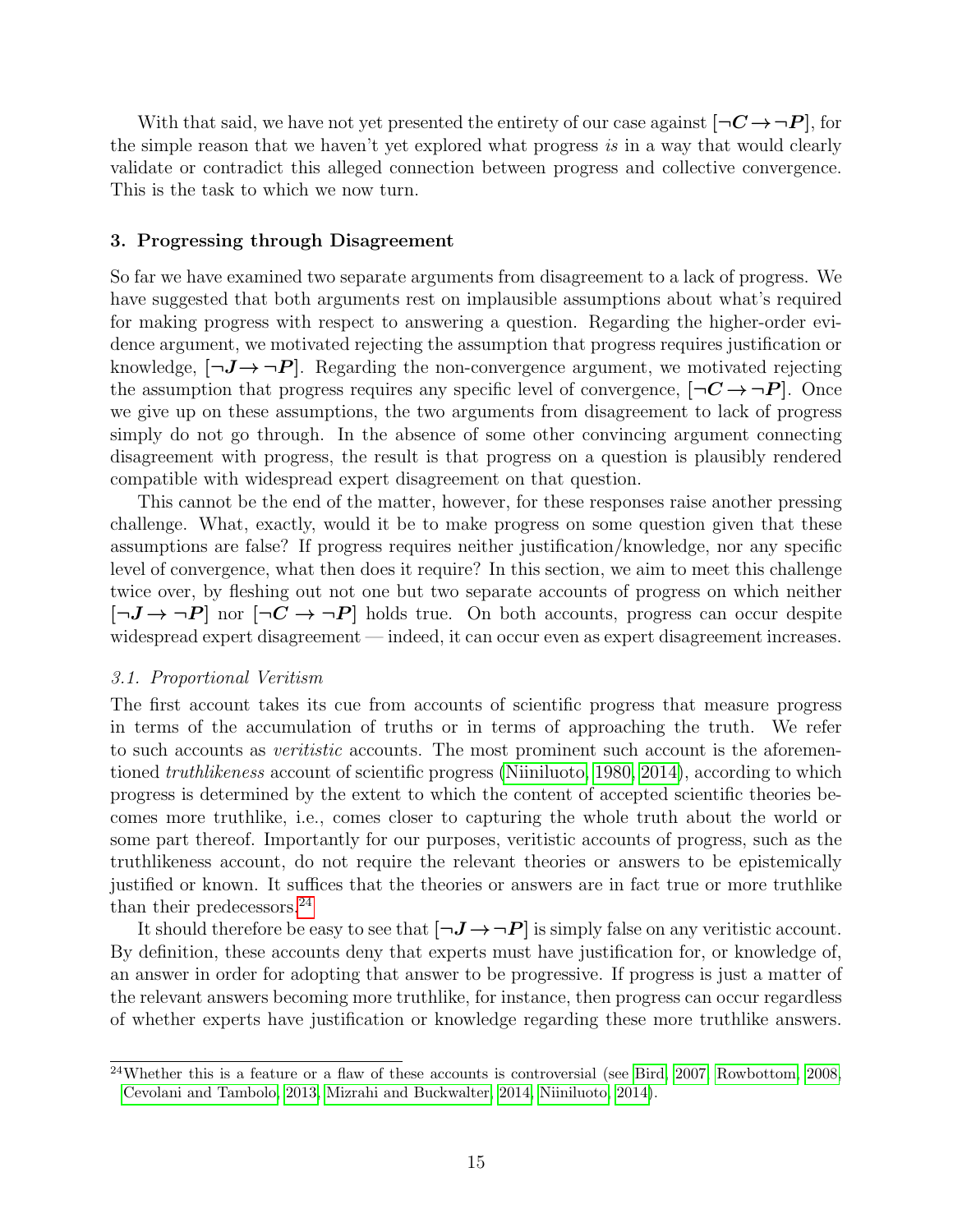With that said, we have not yet presented the entirety of our case against $[\neg \boldsymbol{C} \rightarrow \neg \boldsymbol{P}]$, for the simple reason that we haven't yet explored what progress *is* in a way that would clearly validate or contradict this alleged connection between progress and collective convergence. This is the task to which we now turn.

### 3. Progressing through Disagreement

So far we have examined two separate arguments from disagreement to a lack of progress. We have suggested that both arguments rest on implausible assumptions about what's required for making progress with respect to answering a question. Regarding the higher-order evidence argument, we motivated rejecting the assumption that progress requires justification or knowledge, $[\neg \boldsymbol{J} \rightarrow \neg \boldsymbol{P}]$. Regarding the non-convergence argument, we motivated rejecting the assumption that progress requires any specific level of convergence, $[\neg \boldsymbol{C} \rightarrow \neg \boldsymbol{P}]$. Once we give up on these assumptions, the two arguments from disagreement to lack of progress simply do not go through. In the absence of some other convincing argument connecting disagreement with progress, the result is that progress on a question is plausibly rendered compatible with widespread expert disagreement on that question.

This cannot be the end of the matter, however, for these responses raise another pressing challenge. What, exactly, would it be to make progress on some question given that these assumptions are false? If progress requires neither justification/knowledge, nor any specific level of convergence, what then does it require? In this section, we aim to meet this challenge twice over, by fleshing out not one but two separate accounts of progress on which neither $[\neg \boldsymbol{J} \rightarrow \neg \boldsymbol{P}]$ nor $[\neg \boldsymbol{C} \rightarrow \neg \boldsymbol{P}]$ holds true. On both accounts, progress can occur despite widespread expert disagreement — indeed, it can occur even as expert disagreement increases.

#### *3.1. Proportional Veritism*

The first account takes its cue from accounts of scientific progress that measure progress in terms of the accumulation of truths or in terms of approaching the truth. We refer to such accounts as *veritistic* accounts. The most prominent such account is the aforementioned *truthlikeness* account of scientific progress (Niiniluoto, 1980, 2014), according to which progress is determined by the extent to which the content of accepted scientific theories becomes more truthlike, i.e., comes closer to capturing the whole truth about the world or some part thereof. Importantly for our purposes, veritistic accounts of progress, such as the truthlikeness account, do not require the relevant theories or answers to be epistemically justified or known. It suffices that the theories or answers are in fact true or more truthlike than their predecessors.[24]

It should therefore be easy to see that $[\neg \boldsymbol{J} \rightarrow \neg \boldsymbol{P}]$ is simply false on any veritistic account. By definition, these accounts deny that experts must have justification for, or knowledge of, an answer in order for adopting that answer to be progressive. If progress is just a matter of the relevant answers becoming more truthlike, for instance, then progress can occur regardless of whether experts have justification or knowledge regarding these more truthlike answers.

[24] Whether this is a feature or a flaw of these accounts is controversial (see Bird, 2007, Rowbottom, 2008, Cevolani and Tambolo, 2013, Mizrahi and Buckwalter, 2014, Niiniluoto, 2014).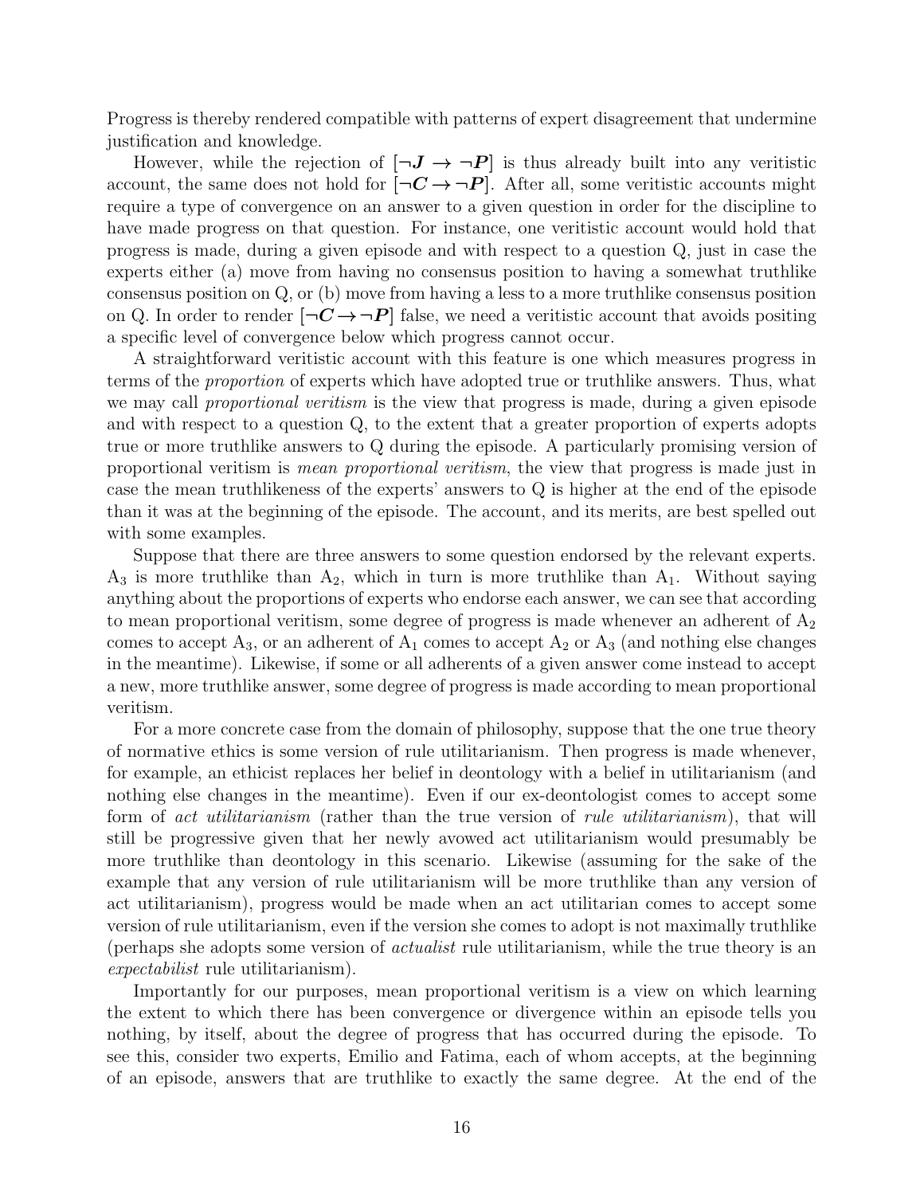Progress is thereby rendered compatible with patterns of expert disagreement that undermine justification and knowledge.

However, while the rejection of $[\neg \boldsymbol{J} \rightarrow \neg \boldsymbol{P}]$ is thus already built into any veritistic account, the same does not hold for $[\neg \boldsymbol{C} \rightarrow \neg \boldsymbol{P}]$. After all, some veritistic accounts might require a type of convergence on an answer to a given question in order for the discipline to have made progress on that question. For instance, one veritistic account would hold that progress is made, during a given episode and with respect to a question Q, just in case the experts either (a) move from having no consensus position to having a somewhat truthlike consensus position on Q, or (b) move from having a less to a more truthlike consensus position on Q. In order to render $[\neg \boldsymbol{C} \rightarrow \neg \boldsymbol{P}]$ false, we need a veritistic account that avoids positing a specific level of convergence below which progress cannot occur.

A straightforward veritistic account with this feature is one which measures progress in terms of the *proportion* of experts which have adopted true or truthlike answers. Thus, what we may call *proportional veritism* is the view that progress is made, during a given episode and with respect to a question Q, to the extent that a greater proportion of experts adopts true or more truthlike answers to Q during the episode. A particularly promising version of proportional veritism is *mean proportional veritism*, the view that progress is made just in case the mean truthlikeness of the experts' answers to Q is higher at the end of the episode than it was at the beginning of the episode. The account, and its merits, are best spelled out with some examples.

Suppose that there are three answers to some question endorsed by the relevant experts. $A_3$ is more truthlike than $A_2$, which in turn is more truthlike than $A_1$. Without saying anything about the proportions of experts who endorse each answer, we can see that according to mean proportional veritism, some degree of progress is made whenever an adherent of $A_2$ comes to accept $A_3$, or an adherent of $A_1$ comes to accept $A_2$ or $A_3$ (and nothing else changes in the meantime). Likewise, if some or all adherents of a given answer come instead to accept a new, more truthlike answer, some degree of progress is made according to mean proportional veritism.

For a more concrete case from the domain of philosophy, suppose that the one true theory of normative ethics is some version of rule utilitarianism. Then progress is made whenever, for example, an ethicist replaces her belief in deontology with a belief in utilitarianism (and nothing else changes in the meantime). Even if our ex-deontologist comes to accept some form of *act utilitarianism* (rather than the true version of *rule utilitarianism*), that will still be progressive given that her newly avowed act utilitarianism would presumably be more truthlike than deontology in this scenario. Likewise (assuming for the sake of the example that any version of rule utilitarianism will be more truthlike than any version of act utilitarianism), progress would be made when an act utilitarian comes to accept some version of rule utilitarianism, even if the version she comes to adopt is not maximally truthlike (perhaps she adopts some version of *actualist* rule utilitarianism, while the true theory is an *expectabilist* rule utilitarianism).

Importantly for our purposes, mean proportional veritism is a view on which learning the extent to which there has been convergence or divergence within an episode tells you nothing, by itself, about the degree of progress that has occurred during the episode. To see this, consider two experts, Emilio and Fatima, each of whom accepts, at the beginning of an episode, answers that are truthlike to exactly the same degree. At the end of the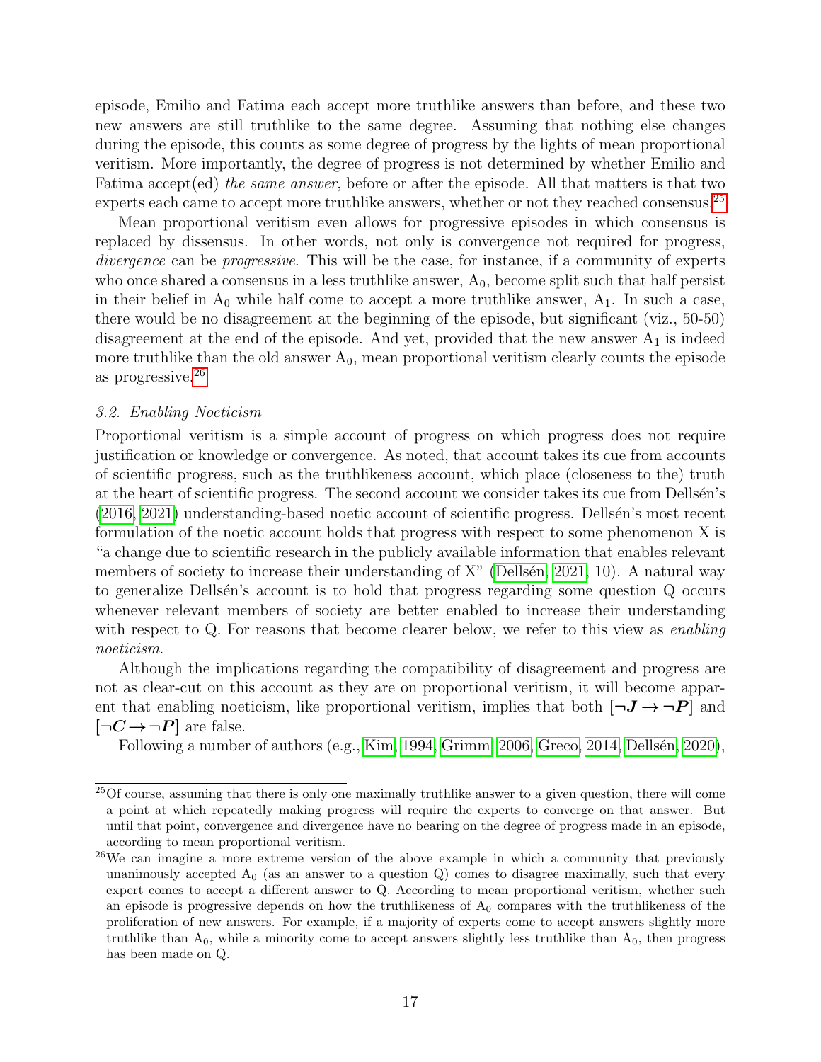episode, Emilio and Fatima each accept more truthlike answers than before, and these two new answers are still truthlike to the same degree. Assuming that nothing else changes during the episode, this counts as some degree of progress by the lights of mean proportional veritism. More importantly, the degree of progress is not determined by whether Emilio and Fatima accept(ed) *the same answer*, before or after the episode. All that matters is that two experts each came to accept more truthlike answers, whether or not they reached consensus.[25]

Mean proportional veritism even allows for progressive episodes in which consensus is replaced by dissensus. In other words, not only is convergence not required for progress, *divergence* can be *progressive*. This will be the case, for instance, if a community of experts who once shared a consensus in a less truthlike answer, $A_0$, become split such that half persist in their belief in $A_0$ while half come to accept a more truthlike answer, $A_1$. In such a case, there would be no disagreement at the beginning of the episode, but significant (viz., 50-50) disagreement at the end of the episode. And yet, provided that the new answer $A_1$ is indeed more truthlike than the old answer $A_0$, mean proportional veritism clearly counts the episode as progressive.[26]

### 3.2. Enabling Noeticism

Proportional veritism is a simple account of progress on which progress does not require justification or knowledge or convergence. As noted, that account takes its cue from accounts of scientific progress, such as the truthlikeness account, which place (closeness to the) truth at the heart of scientific progress. The second account we consider takes its cue from Dellsén's (2016, 2021) understanding-based noetic account of scientific progress. Dellsén's most recent formulation of the noetic account holds that progress with respect to some phenomenon X is "a change due to scientific research in the publicly available information that enables relevant members of society to increase their understanding of X" (Dellsén, 2021, 10). A natural way to generalize Dellsén's account is to hold that progress regarding some question Q occurs whenever relevant members of society are better enabled to increase their understanding with respect to Q. For reasons that become clearer below, we refer to this view as *enabling noeticism*.

Although the implications regarding the compatibility of disagreement and progress are not as clear-cut on this account as they are on proportional veritism, it will become apparent that enabling noeticism, like proportional veritism, implies that both $[\neg \boldsymbol{J} \rightarrow \neg \boldsymbol{P}]$ and $[\neg \boldsymbol{C} \rightarrow \neg \boldsymbol{P}]$ are false.

Following a number of authors (e.g., Kim, 1994; Grimm, 2006; Greco, 2014; Dellsén, 2020),

[25] Of course, assuming that there is only one maximally truthlike answer to a given question, there will come a point at which repeatedly making progress will require the experts to converge on that answer. But until that point, convergence and divergence have no bearing on the degree of progress made in an episode, according to mean proportional veritism.

[26] We can imagine a more extreme version of the above example in which a community that previously unanimously accepted $A_0$ (as an answer to a question Q) comes to disagree maximally, such that every expert comes to accept a different answer to Q. According to mean proportional veritism, whether such an episode is progressive depends on how the truthlikeness of $A_0$ compares with the truthlikeness of the proliferation of new answers. For example, if a majority of experts come to accept answers slightly more truthlike than $A_0$, while a minority come to accept answers slightly less truthlike than $A_0$, then progress has been made on Q.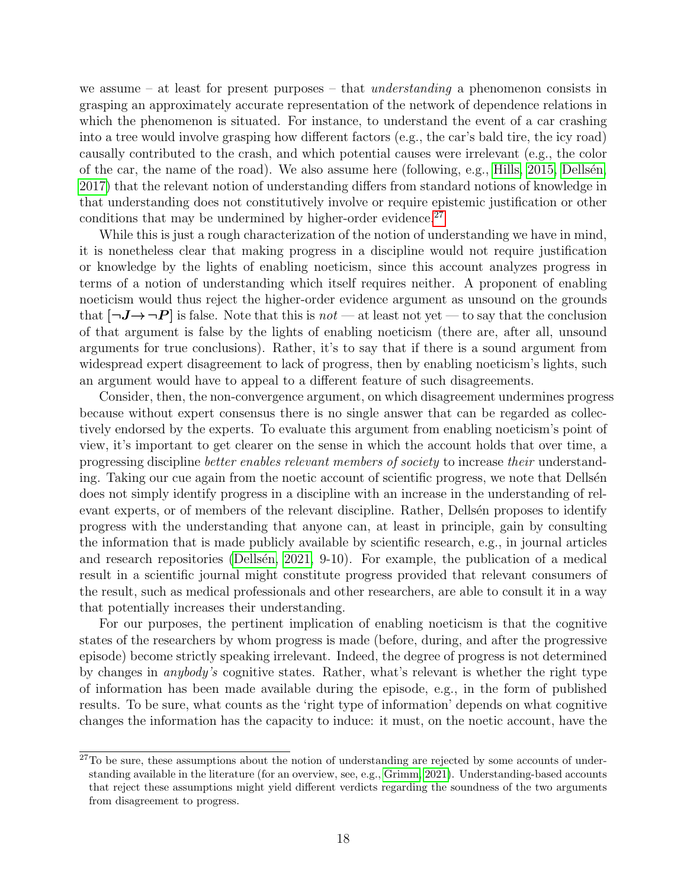we assume – at least for present purposes – that *understanding* a phenomenon consists in grasping an approximately accurate representation of the network of dependence relations in which the phenomenon is situated. For instance, to understand the event of a car crashing into a tree would involve grasping how different factors (e.g., the car's bald tire, the icy road) causally contributed to the crash, and which potential causes were irrelevant (e.g., the color of the car, the name of the road). We also assume here (following, e.g., Hills, 2015, Dellsén, 2017) that the relevant notion of understanding differs from standard notions of knowledge in that understanding does not constitutively involve or require epistemic justification or other conditions that may be undermined by higher-order evidence.[27]

While this is just a rough characterization of the notion of understanding we have in mind, it is nonetheless clear that making progress in a discipline would not require justification or knowledge by the lights of enabling noeticism, since this account analyzes progress in terms of a notion of understanding which itself requires neither. A proponent of enabling noeticism would thus reject the higher-order evidence argument as unsound on the grounds that $[\neg \boldsymbol{J} \rightarrow \neg \boldsymbol{P}]$ is false. Note that this is *not* — at least not yet — to say that the conclusion of that argument is false by the lights of enabling noeticism (there are, after all, unsound arguments for true conclusions). Rather, it's to say that if there is a sound argument from widespread expert disagreement to lack of progress, then by enabling noeticism's lights, such an argument would have to appeal to a different feature of such disagreements.

Consider, then, the non-convergence argument, on which disagreement undermines progress because without expert consensus there is no single answer that can be regarded as collectively endorsed by the experts. To evaluate this argument from enabling noeticism's point of view, it's important to get clearer on the sense in which the account holds that over time, a progressing discipline *better enables relevant members of society* to increase *their* understanding. Taking our cue again from the noetic account of scientific progress, we note that Dellsén does not simply identify progress in a discipline with an increase in the understanding of relevant experts, or of members of the relevant discipline. Rather, Dellsén proposes to identify progress with the understanding that anyone can, at least in principle, gain by consulting the information that is made publicly available by scientific research, e.g., in journal articles and research repositories (Dellsén, 2021, 9-10). For example, the publication of a medical result in a scientific journal might constitute progress provided that relevant consumers of the result, such as medical professionals and other researchers, are able to consult it in a way that potentially increases their understanding.

For our purposes, the pertinent implication of enabling noeticism is that the cognitive states of the researchers by whom progress is made (before, during, and after the progressive episode) become strictly speaking irrelevant. Indeed, the degree of progress is not determined by changes in *anybody's* cognitive states. Rather, what's relevant is whether the right type of information has been made available during the episode, e.g., in the form of published results. To be sure, what counts as the 'right type of information' depends on what cognitive changes the information has the capacity to induce: it must, on the noetic account, have the

[27] To be sure, these assumptions about the notion of understanding are rejected by some accounts of understanding available in the literature (for an overview, see, e.g., Grimm, 2021). Understanding-based accounts that reject these assumptions might yield different verdicts regarding the soundness of the two arguments from disagreement to progress.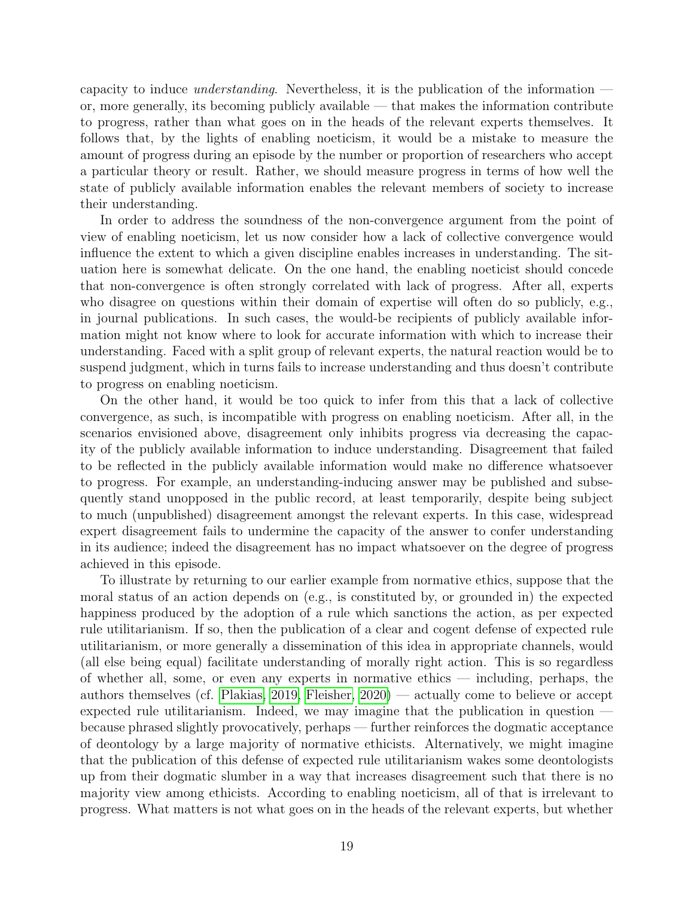capacity to induce *understanding*. Nevertheless, it is the publication of the information — or, more generally, its becoming publicly available — that makes the information contribute to progress, rather than what goes on in the heads of the relevant experts themselves. It follows that, by the lights of enabling noeticism, it would be a mistake to measure the amount of progress during an episode by the number or proportion of researchers who accept a particular theory or result. Rather, we should measure progress in terms of how well the state of publicly available information enables the relevant members of society to increase their understanding.

In order to address the soundness of the non-convergence argument from the point of view of enabling noeticism, let us now consider how a lack of collective convergence would influence the extent to which a given discipline enables increases in understanding. The situation here is somewhat delicate. On the one hand, the enabling noeticist should concede that non-convergence is often strongly correlated with lack of progress. After all, experts who disagree on questions within their domain of expertise will often do so publicly, e.g., in journal publications. In such cases, the would-be recipients of publicly available information might not know where to look for accurate information with which to increase their understanding. Faced with a split group of relevant experts, the natural reaction would be to suspend judgment, which in turns fails to increase understanding and thus doesn't contribute to progress on enabling noeticism.

On the other hand, it would be too quick to infer from this that a lack of collective convergence, as such, is incompatible with progress on enabling noeticism. After all, in the scenarios envisioned above, disagreement only inhibits progress via decreasing the capacity of the publicly available information to induce understanding. Disagreement that failed to be reflected in the publicly available information would make no difference whatsoever to progress. For example, an understanding-inducing answer may be published and subsequently stand unopposed in the public record, at least temporarily, despite being subject to much (unpublished) disagreement amongst the relevant experts. In this case, widespread expert disagreement fails to undermine the capacity of the answer to confer understanding in its audience; indeed the disagreement has no impact whatsoever on the degree of progress achieved in this episode.

To illustrate by returning to our earlier example from normative ethics, suppose that the moral status of an action depends on (e.g., is constituted by, or grounded in) the expected happiness produced by the adoption of a rule which sanctions the action, as per expected rule utilitarianism. If so, then the publication of a clear and cogent defense of expected rule utilitarianism, or more generally a dissemination of this idea in appropriate channels, would (all else being equal) facilitate understanding of morally right action. This is so regardless of whether all, some, or even any experts in normative ethics — including, perhaps, the authors themselves (cf. Plakias, 2019, Fleisher, 2020) — actually come to believe or accept expected rule utilitarianism. Indeed, we may imagine that the publication in question — because phrased slightly provocatively, perhaps — further reinforces the dogmatic acceptance of deontology by a large majority of normative ethicists. Alternatively, we might imagine that the publication of this defense of expected rule utilitarianism wakes some deontologists up from their dogmatic slumber in a way that increases disagreement such that there is no majority view among ethicists. According to enabling noeticism, all of that is irrelevant to progress. What matters is not what goes on in the heads of the relevant experts, but whether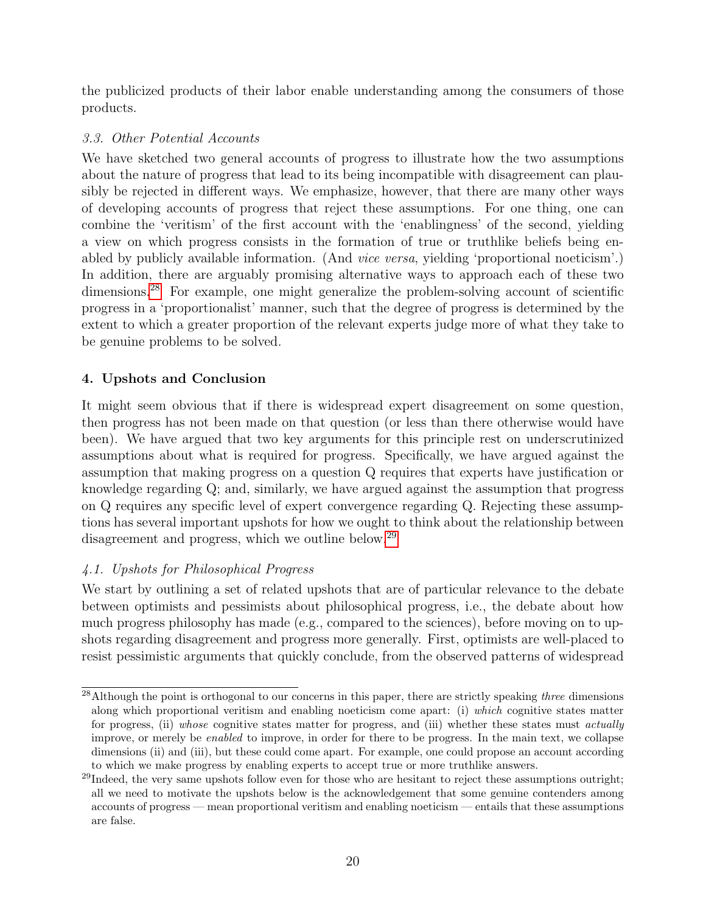the publicized products of their labor enable understanding among the consumers of those products.

### *3.3. Other Potential Accounts*

We have sketched two general accounts of progress to illustrate how the two assumptions about the nature of progress that lead to its being incompatible with disagreement can plausibly be rejected in different ways. We emphasize, however, that there are many other ways of developing accounts of progress that reject these assumptions. For one thing, one can combine the 'veritism' of the first account with the 'enablingness' of the second, yielding a view on which progress consists in the formation of true or truthlike beliefs being enabled by publicly available information. (And *vice versa*, yielding 'proportional noeticism'.) In addition, there are arguably promising alternative ways to approach each of these two dimensions.[28] For example, one might generalize the problem-solving account of scientific progress in a 'proportionalist' manner, such that the degree of progress is determined by the extent to which a greater proportion of the relevant experts judge more of what they take to be genuine problems to be solved.

## 4. Upshots and Conclusion

It might seem obvious that if there is widespread expert disagreement on some question, then progress has not been made on that question (or less than there otherwise would have been). We have argued that two key arguments for this principle rest on underscrutinized assumptions about what is required for progress. Specifically, we have argued against the assumption that making progress on a question Q requires that experts have justification or knowledge regarding Q; and, similarly, we have argued against the assumption that progress on Q requires any specific level of expert convergence regarding Q. Rejecting these assumptions has several important upshots for how we ought to think about the relationship between disagreement and progress, which we outline below.[29]

### *4.1. Upshots for Philosophical Progress*

We start by outlining a set of related upshots that are of particular relevance to the debate between optimists and pessimists about philosophical progress, i.e., the debate about how much progress philosophy has made (e.g., compared to the sciences), before moving on to upshots regarding disagreement and progress more generally. First, optimists are well-placed to resist pessimistic arguments that quickly conclude, from the observed patterns of widespread

---

[28] Although the point is orthogonal to our concerns in this paper, there are strictly speaking *three* dimensions along which proportional veritism and enabling noeticism come apart: (i) *which* cognitive states matter for progress, (ii) *whose* cognitive states matter for progress, and (iii) whether these states must *actually* improve, or merely be *enabled* to improve, in order for there to be progress. In the main text, we collapse dimensions (ii) and (iii), but these could come apart. For example, one could propose an account according to which we make progress by enabling experts to accept true or more truthlike answers.

[29] Indeed, the very same upshots follow even for those who are hesitant to reject these assumptions outright; all we need to motivate the upshots below is the acknowledgement that some genuine contenders among accounts of progress — mean proportional veritism and enabling noeticism — entails that these assumptions are false.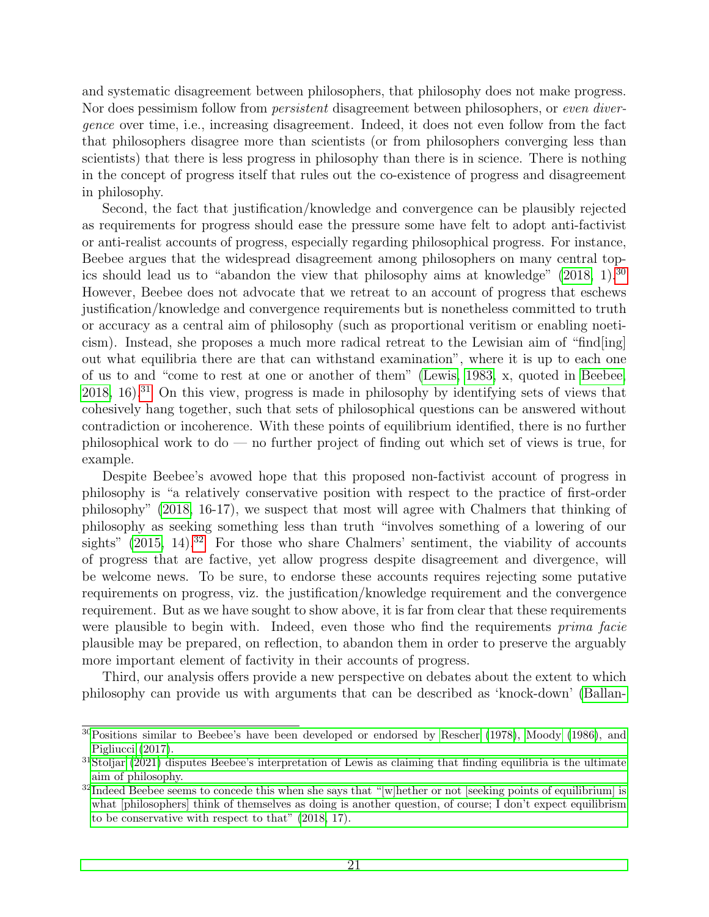and systematic disagreement between philosophers, that philosophy does not make progress. Nor does pessimism follow from *persistent* disagreement between philosophers, or *even divergence* over time, i.e., increasing disagreement. Indeed, it does not even follow from the fact that philosophers disagree more than scientists (or from philosophers converging less than scientists) that there is less progress in philosophy than there is in science. There is nothing in the concept of progress itself that rules out the co-existence of progress and disagreement in philosophy.

Second, the fact that justification/knowledge and convergence can be plausibly rejected as requirements for progress should ease the pressure some have felt to adopt anti-factivist or anti-realist accounts of progress, especially regarding philosophical progress. For instance, Beebee argues that the widespread disagreement among philosophers on many central topics should lead us to "abandon the view that philosophy aims at knowledge" (2018, 1).[30] However, Beebee does not advocate that we retreat to an account of progress that eschews justification/knowledge and convergence requirements but is nonetheless committed to truth or accuracy as a central aim of philosophy (such as proportional veritism or enabling noeticism). Instead, she proposes a much more radical retreat to the Lewisian aim of "find[ing] out what equilibria there are that can withstand examination", where it is up to each one of us to and "come to rest at one or another of them" (Lewis, 1983, x, quoted in Beebee, 2018, 16).[31] On this view, progress is made in philosophy by identifying sets of views that cohesively hang together, such that sets of philosophical questions can be answered without contradiction or incoherence. With these points of equilibrium identified, there is no further philosophical work to do — no further project of finding out which set of views is true, for example.

Despite Beebee's avowed hope that this proposed non-factivist account of progress in philosophy is "a relatively conservative position with respect to the practice of first-order philosophy" (2018, 16-17), we suspect that most will agree with Chalmers that thinking of philosophy as seeking something less than truth "involves something of a lowering of our sights" (2015, 14).[32] For those who share Chalmers' sentiment, the viability of accounts of progress that are factive, yet allow progress despite disagreement and divergence, will be welcome news. To be sure, to endorse these accounts requires rejecting some putative requirements on progress, viz. the justification/knowledge requirement and the convergence requirement. But as we have sought to show above, it is far from clear that these requirements were plausible to begin with. Indeed, even those who find the requirements *prima facie* plausible may be prepared, on reflection, to abandon them in order to preserve the arguably more important element of factivity in their accounts of progress.

Third, our analysis offers provide a new perspective on debates about the extent to which philosophy can provide us with arguments that can be described as 'knock-down' (Ballan-

[30] Positions similar to Beebee's have been developed or endorsed by Rescher (1978), Moody (1986), and Pigliucci (2017).

[31] Stoljar (2021) disputes Beebee's interpretation of Lewis as claiming that finding equilibria is the ultimate aim of philosophy.

[32] Indeed Beebee seems to concede this when she says that "[w]hether or not [seeking points of equilibrium] is what [philosophers] think of themselves as doing is another question, of course; I don't expect equilibrism to be conservative with respect to that" (2018, 17).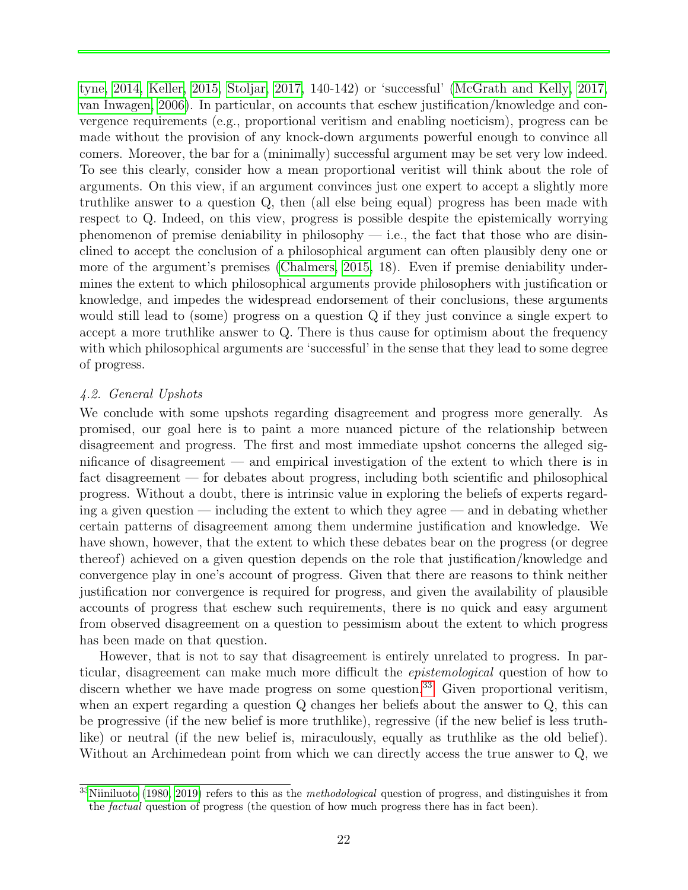tyne, 2014, Keller, 2015, Stoljar, 2017, 140-142) or 'successful' (McGrath and Kelly, 2017, van Inwagen, 2006). In particular, on accounts that eschew justification/knowledge and convergence requirements (e.g., proportional veritism and enabling noeticism), progress can be made without the provision of any knock-down arguments powerful enough to convince all comers. Moreover, the bar for a (minimally) successful argument may be set very low indeed. To see this clearly, consider how a mean proportional veritist will think about the role of arguments. On this view, if an argument convinces just one expert to accept a slightly more truthlike answer to a question Q, then (all else being equal) progress has been made with respect to Q. Indeed, on this view, progress is possible despite the epistemically worrying phenomenon of premise deniability in philosophy — i.e., the fact that those who are disinclined to accept the conclusion of a philosophical argument can often plausibly deny one or more of the argument's premises (Chalmers, 2015, 18). Even if premise deniability undermines the extent to which philosophical arguments provide philosophers with justification or knowledge, and impedes the widespread endorsement of their conclusions, these arguments would still lead to (some) progress on a question Q if they just convince a single expert to accept a more truthlike answer to Q. There is thus cause for optimism about the frequency with which philosophical arguments are 'successful' in the sense that they lead to some degree of progress.

### *4.2. General Upshots*

We conclude with some upshots regarding disagreement and progress more generally. As promised, our goal here is to paint a more nuanced picture of the relationship between disagreement and progress. The first and most immediate upshot concerns the alleged significance of disagreement — and empirical investigation of the extent to which there is in fact disagreement — for debates about progress, including both scientific and philosophical progress. Without a doubt, there is intrinsic value in exploring the beliefs of experts regarding a given question — including the extent to which they agree — and in debating whether certain patterns of disagreement among them undermine justification and knowledge. We have shown, however, that the extent to which these debates bear on the progress (or degree thereof) achieved on a given question depends on the role that justification/knowledge and convergence play in one's account of progress. Given that there are reasons to think neither justification nor convergence is required for progress, and given the availability of plausible accounts of progress that eschew such requirements, there is no quick and easy argument from observed disagreement on a question to pessimism about the extent to which progress has been made on that question.

However, that is not to say that disagreement is entirely unrelated to progress. In particular, disagreement can make much more difficult the *epistemological* question of how to discern whether we have made progress on some question.[33] Given proportional veritism, when an expert regarding a question Q changes her beliefs about the answer to Q, this can be progressive (if the new belief is more truthlike), regressive (if the new belief is less truthlike) or neutral (if the new belief is, miraculously, equally as truthlike as the old belief). Without an Archimedean point from which we can directly access the true answer to Q, we

[33] Niiniluoto (1980, 2019) refers to this as the *methodological* question of progress, and distinguishes it from the *factual* question of progress (the question of how much progress there has in fact been).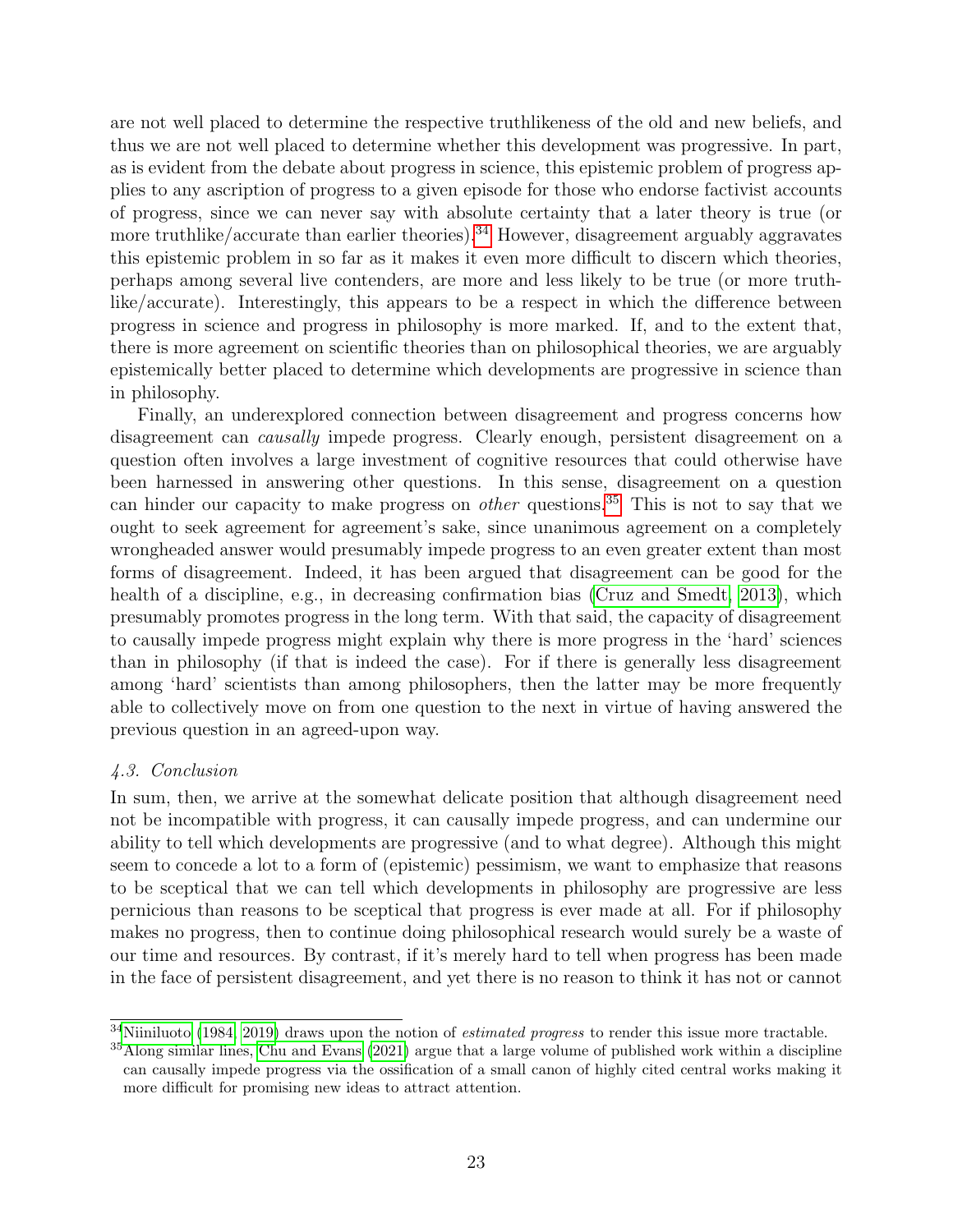are not well placed to determine the respective truthlikeness of the old and new beliefs, and thus we are not well placed to determine whether this development was progressive. In part, as is evident from the debate about progress in science, this epistemic problem of progress applies to any ascription of progress to a given episode for those who endorse factivist accounts of progress, since we can never say with absolute certainty that a later theory is true (or more truthlike/accurate than earlier theories).[34] However, disagreement arguably aggravates this epistemic problem in so far as it makes it even more difficult to discern which theories, perhaps among several live contenders, are more and less likely to be true (or more truthlike/accurate). Interestingly, this appears to be a respect in which the difference between progress in science and progress in philosophy is more marked. If, and to the extent that, there is more agreement on scientific theories than on philosophical theories, we are arguably epistemically better placed to determine which developments are progressive in science than in philosophy.

Finally, an underexplored connection between disagreement and progress concerns how disagreement can *causally* impede progress. Clearly enough, persistent disagreement on a question often involves a large investment of cognitive resources that could otherwise have been harnessed in answering other questions. In this sense, disagreement on a question can hinder our capacity to make progress on *other* questions.[35] This is not to say that we ought to seek agreement for agreement's sake, since unanimous agreement on a completely wrongheaded answer would presumably impede progress to an even greater extent than most forms of disagreement. Indeed, it has been argued that disagreement can be good for the health of a discipline, e.g., in decreasing confirmation bias (Cruz and Smedt, 2013), which presumably promotes progress in the long term. With that said, the capacity of disagreement to causally impede progress might explain why there is more progress in the 'hard' sciences than in philosophy (if that is indeed the case). For if there is generally less disagreement among 'hard' scientists than among philosophers, then the latter may be more frequently able to collectively move on from one question to the next in virtue of having answered the previous question in an agreed-upon way.

### *4.3. Conclusion*

In sum, then, we arrive at the somewhat delicate position that although disagreement need not be incompatible with progress, it can causally impede progress, and can undermine our ability to tell which developments are progressive (and to what degree). Although this might seem to concede a lot to a form of (epistemic) pessimism, we want to emphasize that reasons to be sceptical that we can tell which developments in philosophy are progressive are less pernicious than reasons to be sceptical that progress is ever made at all. For if philosophy makes no progress, then to continue doing philosophical research would surely be a waste of our time and resources. By contrast, if it's merely hard to tell when progress has been made in the face of persistent disagreement, and yet there is no reason to think it has not or cannot

---

[34] Niiniluoto (1984, 2019) draws upon the notion of *estimated progress* to render this issue more tractable.

[35] Along similar lines, Chu and Evans (2021) argue that a large volume of published work within a discipline can causally impede progress via the ossification of a small canon of highly cited central works making it more difficult for promising new ideas to attract attention.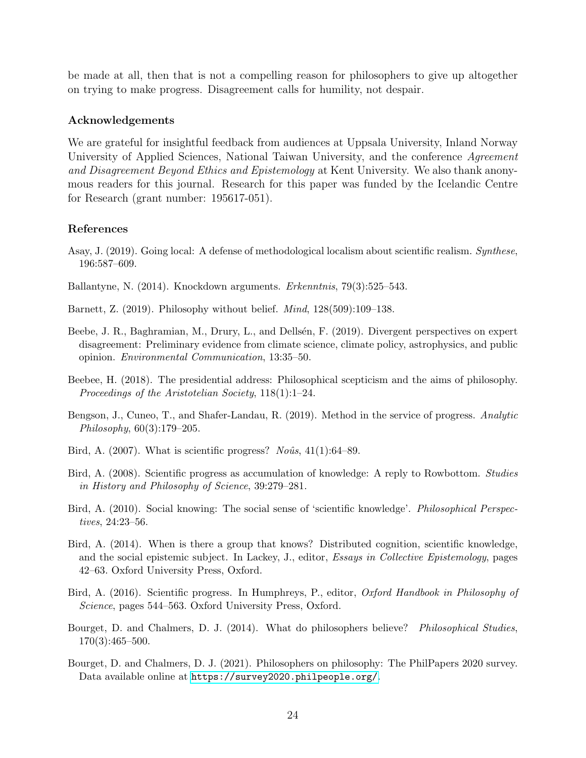be made at all, then that is not a compelling reason for philosophers to give up altogether on trying to make progress. Disagreement calls for humility, not despair.

### Acknowledgements

We are grateful for insightful feedback from audiences at Uppsala University, Inland Norway University of Applied Sciences, National Taiwan University, and the conference *Agreement and Disagreement Beyond Ethics and Epistemology* at Kent University. We also thank anonymous readers for this journal. Research for this paper was funded by the Icelandic Centre for Research (grant number: 195617-051).

### References

Asay, J. (2019). Going local: A defense of methodological localism about scientific realism. *Synthese*, 196:587–609.

Ballantyne, N. (2014). Knockdown arguments. *Erkenntnis*, 79(3):525–543.

Barnett, Z. (2019). Philosophy without belief. *Mind*, 128(509):109–138.

Beebe, J. R., Baghramian, M., Drury, L., and Dellsén, F. (2019). Divergent perspectives on expert disagreement: Preliminary evidence from climate science, climate policy, astrophysics, and public opinion. *Environmental Communication*, 13:35–50.

Beebee, H. (2018). The presidential address: Philosophical scepticism and the aims of philosophy. *Proceedings of the Aristotelian Society*, 118(1):1–24.

Bengson, J., Cuneo, T., and Shafer-Landau, R. (2019). Method in the service of progress. *Analytic Philosophy*, 60(3):179–205.

Bird, A. (2007). What is scientific progress? *Noûs*, 41(1):64–89.

Bird, A. (2008). Scientific progress as accumulation of knowledge: A reply to Rowbottom. *Studies in History and Philosophy of Science*, 39:279–281.

Bird, A. (2010). Social knowing: The social sense of 'scientific knowledge'. *Philosophical Perspectives*, 24:23–56.

Bird, A. (2014). When is there a group that knows? Distributed cognition, scientific knowledge, and the social epistemic subject. In Lackey, J., editor, *Essays in Collective Epistemology*, pages 42–63. Oxford University Press, Oxford.

Bird, A. (2016). Scientific progress. In Humphreys, P., editor, *Oxford Handbook in Philosophy of Science*, pages 544–563. Oxford University Press, Oxford.

Bourget, D. and Chalmers, D. J. (2014). What do philosophers believe? *Philosophical Studies*, 170(3):465–500.

Bourget, D. and Chalmers, D. J. (2021). Philosophers on philosophy: The PhilPapers 2020 survey. Data available online at https://survey2020.philpeople.org/.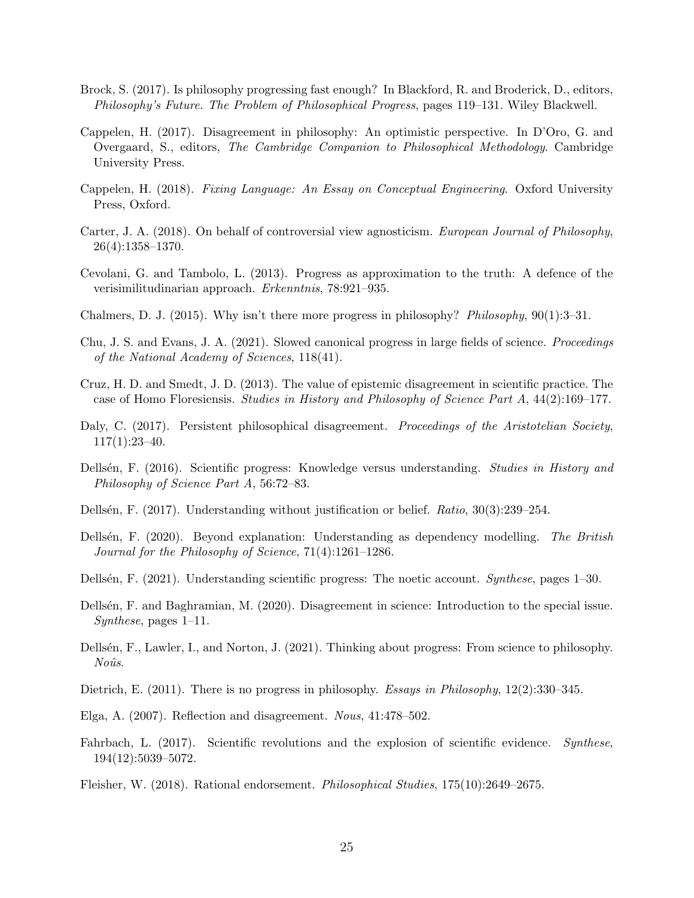Brock, S. (2017). Is philosophy progressing fast enough? In Blackford, R. and Broderick, D., editors, *Philosophy's Future. The Problem of Philosophical Progress*, pages 119–131. Wiley Blackwell.

Cappelen, H. (2017). Disagreement in philosophy: An optimistic perspective. In D'Oro, G. and Overgaard, S., editors, *The Cambridge Companion to Philosophical Methodology*. Cambridge University Press.

Cappelen, H. (2018). *Fixing Language: An Essay on Conceptual Engineering*. Oxford University Press, Oxford.

Carter, J. A. (2018). On behalf of controversial view agnosticism. *European Journal of Philosophy*, 26(4):1358–1370.

Cevolani, G. and Tambolo, L. (2013). Progress as approximation to the truth: A defence of the verisimilitudinarian approach. *Erkenntnis*, 78:921–935.

Chalmers, D. J. (2015). Why isn't there more progress in philosophy? *Philosophy*, 90(1):3–31.

Chu, J. S. and Evans, J. A. (2021). Slowed canonical progress in large fields of science. *Proceedings of the National Academy of Sciences*, 118(41).

Cruz, H. D. and Smedt, J. D. (2013). The value of epistemic disagreement in scientific practice. The case of Homo Floresiensis. *Studies in History and Philosophy of Science Part A*, 44(2):169–177.

Daly, C. (2017). Persistent philosophical disagreement. *Proceedings of the Aristotelian Society*, 117(1):23–40.

Dellsén, F. (2016). Scientific progress: Knowledge versus understanding. *Studies in History and Philosophy of Science Part A*, 56:72–83.

Dellsén, F. (2017). Understanding without justification or belief. *Ratio*, 30(3):239–254.

Dellsén, F. (2020). Beyond explanation: Understanding as dependency modelling. *The British Journal for the Philosophy of Science*, 71(4):1261–1286.

Dellsén, F. (2021). Understanding scientific progress: The noetic account. *Synthese*, pages 1–30.

Dellsén, F. and Baghramian, M. (2020). Disagreement in science: Introduction to the special issue. *Synthese*, pages 1–11.

Dellsén, F., Lawler, I., and Norton, J. (2021). Thinking about progress: From science to philosophy. *Noûs*.

Dietrich, E. (2011). There is no progress in philosophy. *Essays in Philosophy*, 12(2):330–345.

Elga, A. (2007). Reflection and disagreement. *Nous*, 41:478–502.

Fahrbach, L. (2017). Scientific revolutions and the explosion of scientific evidence. *Synthese*, 194(12):5039–5072.

Fleisher, W. (2018). Rational endorsement. *Philosophical Studies*, 175(10):2649–2675.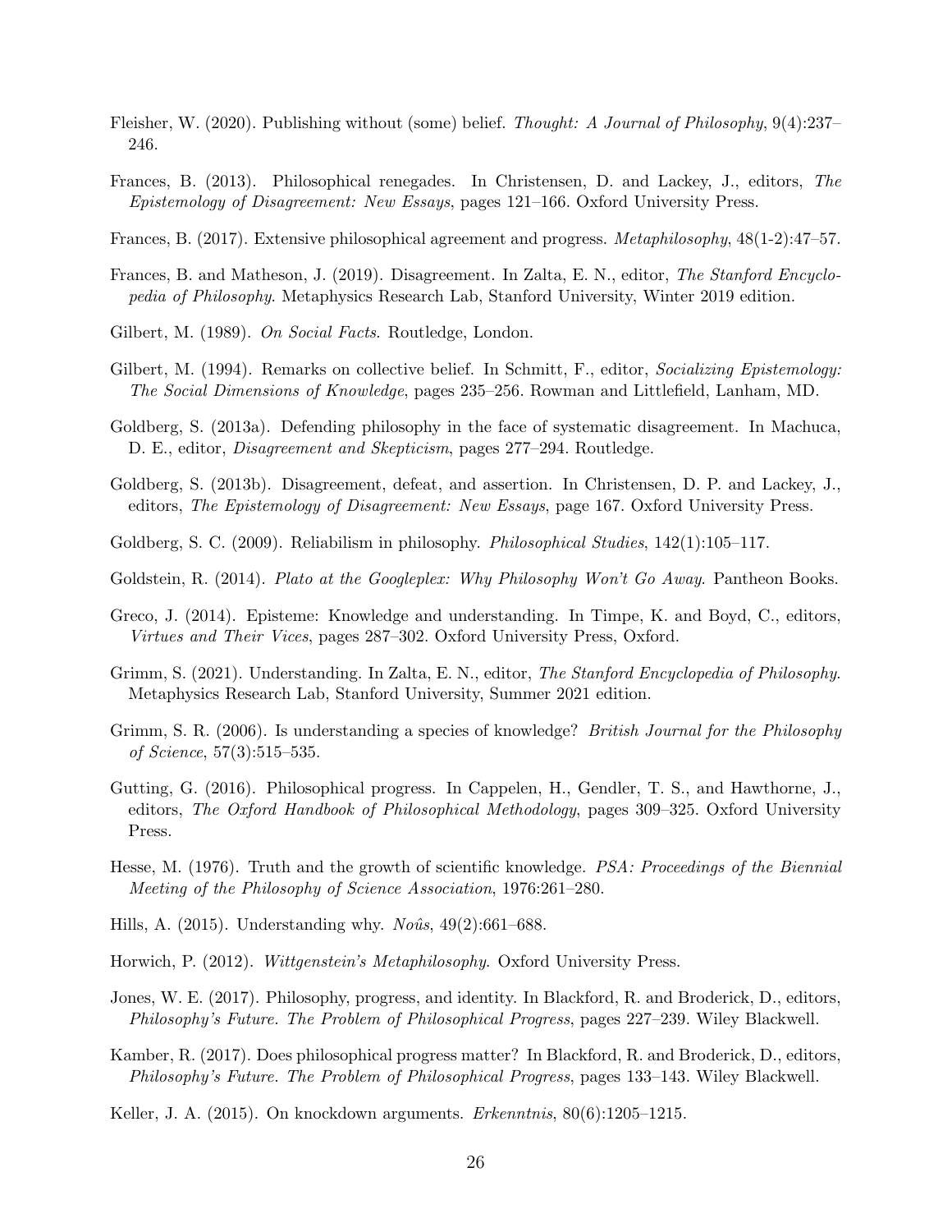Fleisher, W. (2020). Publishing without (some) belief. *Thought: A Journal of Philosophy*, 9(4):237–246.

Frances, B. (2013). Philosophical renegades. In Christensen, D. and Lackey, J., editors, *The Epistemology of Disagreement: New Essays*, pages 121–166. Oxford University Press.

Frances, B. (2017). Extensive philosophical agreement and progress. *Metaphilosophy*, 48(1-2):47–57.

Frances, B. and Matheson, J. (2019). Disagreement. In Zalta, E. N., editor, *The Stanford Encyclopedia of Philosophy*. Metaphysics Research Lab, Stanford University, Winter 2019 edition.

Gilbert, M. (1989). *On Social Facts*. Routledge, London.

Gilbert, M. (1994). Remarks on collective belief. In Schmitt, F., editor, *Socializing Epistemology: The Social Dimensions of Knowledge*, pages 235–256. Rowman and Littlefield, Lanham, MD.

Goldberg, S. (2013a). Defending philosophy in the face of systematic disagreement. In Machuca, D. E., editor, *Disagreement and Skepticism*, pages 277–294. Routledge.

Goldberg, S. (2013b). Disagreement, defeat, and assertion. In Christensen, D. P. and Lackey, J., editors, *The Epistemology of Disagreement: New Essays*, page 167. Oxford University Press.

Goldberg, S. C. (2009). Reliabilism in philosophy. *Philosophical Studies*, 142(1):105–117.

Goldstein, R. (2014). *Plato at the Googleplex: Why Philosophy Won't Go Away*. Pantheon Books.

Greco, J. (2014). Episteme: Knowledge and understanding. In Timpe, K. and Boyd, C., editors, *Virtues and Their Vices*, pages 287–302. Oxford University Press, Oxford.

Grimm, S. (2021). Understanding. In Zalta, E. N., editor, *The Stanford Encyclopedia of Philosophy*. Metaphysics Research Lab, Stanford University, Summer 2021 edition.

Grimm, S. R. (2006). Is understanding a species of knowledge? *British Journal for the Philosophy of Science*, 57(3):515–535.

Gutting, G. (2016). Philosophical progress. In Cappelen, H., Gendler, T. S., and Hawthorne, J., editors, *The Oxford Handbook of Philosophical Methodology*, pages 309–325. Oxford University Press.

Hesse, M. (1976). Truth and the growth of scientific knowledge. *PSA: Proceedings of the Biennial Meeting of the Philosophy of Science Association*, 1976:261–280.

Hills, A. (2015). Understanding why. *Noûs*, 49(2):661–688.

Horwich, P. (2012). *Wittgenstein's Metaphilosophy*. Oxford University Press.

Jones, W. E. (2017). Philosophy, progress, and identity. In Blackford, R. and Broderick, D., editors, *Philosophy's Future. The Problem of Philosophical Progress*, pages 227–239. Wiley Blackwell.

Kamber, R. (2017). Does philosophical progress matter? In Blackford, R. and Broderick, D., editors, *Philosophy's Future. The Problem of Philosophical Progress*, pages 133–143. Wiley Blackwell.

Keller, J. A. (2015). On knockdown arguments. *Erkenntnis*, 80(6):1205–1215.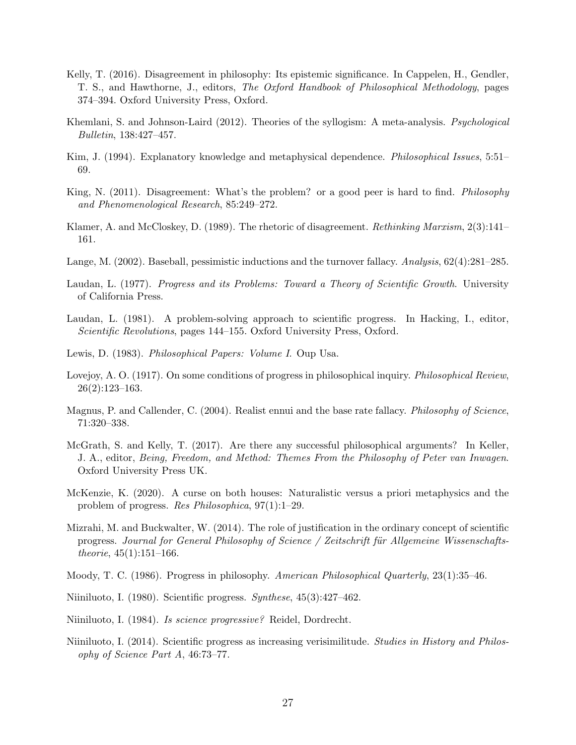Kelly, T. (2016). Disagreement in philosophy: Its epistemic significance. In Cappelen, H., Gendler, T. S., and Hawthorne, J., editors, *The Oxford Handbook of Philosophical Methodology*, pages 374–394. Oxford University Press, Oxford.

Khemlani, S. and Johnson-Laird (2012). Theories of the syllogism: A meta-analysis. *Psychological Bulletin*, 138:427–457.

Kim, J. (1994). Explanatory knowledge and metaphysical dependence. *Philosophical Issues*, 5:51–69.

King, N. (2011). Disagreement: What's the problem? or a good peer is hard to find. *Philosophy and Phenomenological Research*, 85:249–272.

Klamer, A. and McCloskey, D. (1989). The rhetoric of disagreement. *Rethinking Marxism*, 2(3):141–161.

Lange, M. (2002). Baseball, pessimistic inductions and the turnover fallacy. *Analysis*, 62(4):281–285.

Laudan, L. (1977). *Progress and its Problems: Toward a Theory of Scientific Growth*. University of California Press.

Laudan, L. (1981). A problem-solving approach to scientific progress. In Hacking, I., editor, *Scientific Revolutions*, pages 144–155. Oxford University Press, Oxford.

Lewis, D. (1983). *Philosophical Papers: Volume I*. Oup Usa.

Lovejoy, A. O. (1917). On some conditions of progress in philosophical inquiry. *Philosophical Review*, 26(2):123–163.

Magnus, P. and Callender, C. (2004). Realist ennui and the base rate fallacy. *Philosophy of Science*, 71:320–338.

McGrath, S. and Kelly, T. (2017). Are there any successful philosophical arguments? In Keller, J. A., editor, *Being, Freedom, and Method: Themes From the Philosophy of Peter van Inwagen*. Oxford University Press UK.

McKenzie, K. (2020). A curse on both houses: Naturalistic versus a priori metaphysics and the problem of progress. *Res Philosophica*, 97(1):1–29.

Mizrahi, M. and Buckwalter, W. (2014). The role of justification in the ordinary concept of scientific progress. *Journal for General Philosophy of Science / Zeitschrift für Allgemeine Wissenschaftstheorie*, 45(1):151–166.

Moody, T. C. (1986). Progress in philosophy. *American Philosophical Quarterly*, 23(1):35–46.

Niiniluoto, I. (1980). Scientific progress. *Synthese*, 45(3):427–462.

Niiniluoto, I. (1984). *Is science progressive?* Reidel, Dordrecht.

Niiniluoto, I. (2014). Scientific progress as increasing verisimilitude. *Studies in History and Philosophy of Science Part A*, 46:73–77.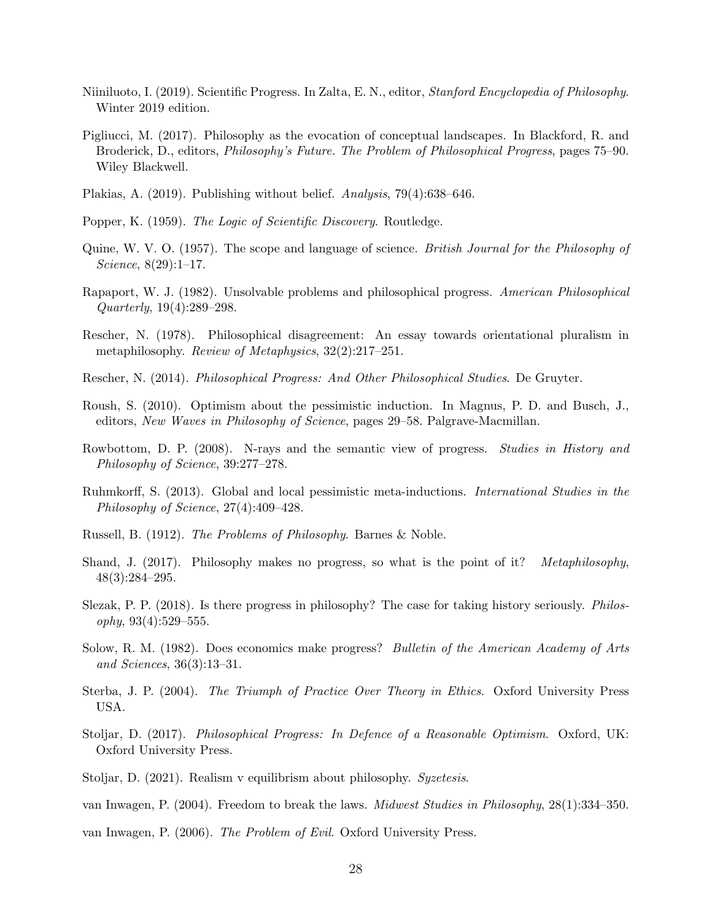Niiniluoto, I. (2019). Scientific Progress. In Zalta, E. N., editor, *Stanford Encyclopedia of Philosophy*. Winter 2019 edition.

Pigliucci, M. (2017). Philosophy as the evocation of conceptual landscapes. In Blackford, R. and Broderick, D., editors, *Philosophy's Future. The Problem of Philosophical Progress*, pages 75–90. Wiley Blackwell.

Plakias, A. (2019). Publishing without belief. *Analysis*, 79(4):638–646.

Popper, K. (1959). *The Logic of Scientific Discovery*. Routledge.

Quine, W. V. O. (1957). The scope and language of science. *British Journal for the Philosophy of Science*, 8(29):1–17.

Rapaport, W. J. (1982). Unsolvable problems and philosophical progress. *American Philosophical Quarterly*, 19(4):289–298.

Rescher, N. (1978). Philosophical disagreement: An essay towards orientational pluralism in metaphilosophy. *Review of Metaphysics*, 32(2):217–251.

Rescher, N. (2014). *Philosophical Progress: And Other Philosophical Studies*. De Gruyter.

Roush, S. (2010). Optimism about the pessimistic induction. In Magnus, P. D. and Busch, J., editors, *New Waves in Philosophy of Science*, pages 29–58. Palgrave-Macmillan.

Rowbottom, D. P. (2008). N-rays and the semantic view of progress. *Studies in History and Philosophy of Science*, 39:277–278.

Ruhmkorff, S. (2013). Global and local pessimistic meta-inductions. *International Studies in the Philosophy of Science*, 27(4):409–428.

Russell, B. (1912). *The Problems of Philosophy*. Barnes & Noble.

Shand, J. (2017). Philosophy makes no progress, so what is the point of it? *Metaphilosophy*, 48(3):284–295.

Slezak, P. P. (2018). Is there progress in philosophy? The case for taking history seriously. *Philosophy*, 93(4):529–555.

Solow, R. M. (1982). Does economics make progress? *Bulletin of the American Academy of Arts and Sciences*, 36(3):13–31.

Sterba, J. P. (2004). *The Triumph of Practice Over Theory in Ethics*. Oxford University Press USA.

Stoljar, D. (2017). *Philosophical Progress: In Defence of a Reasonable Optimism*. Oxford, UK: Oxford University Press.

Stoljar, D. (2021). Realism v equilibrism about philosophy. *Syzetesis*.

van Inwagen, P. (2004). Freedom to break the laws. *Midwest Studies in Philosophy*, 28(1):334–350.

van Inwagen, P. (2006). *The Problem of Evil*. Oxford University Press.